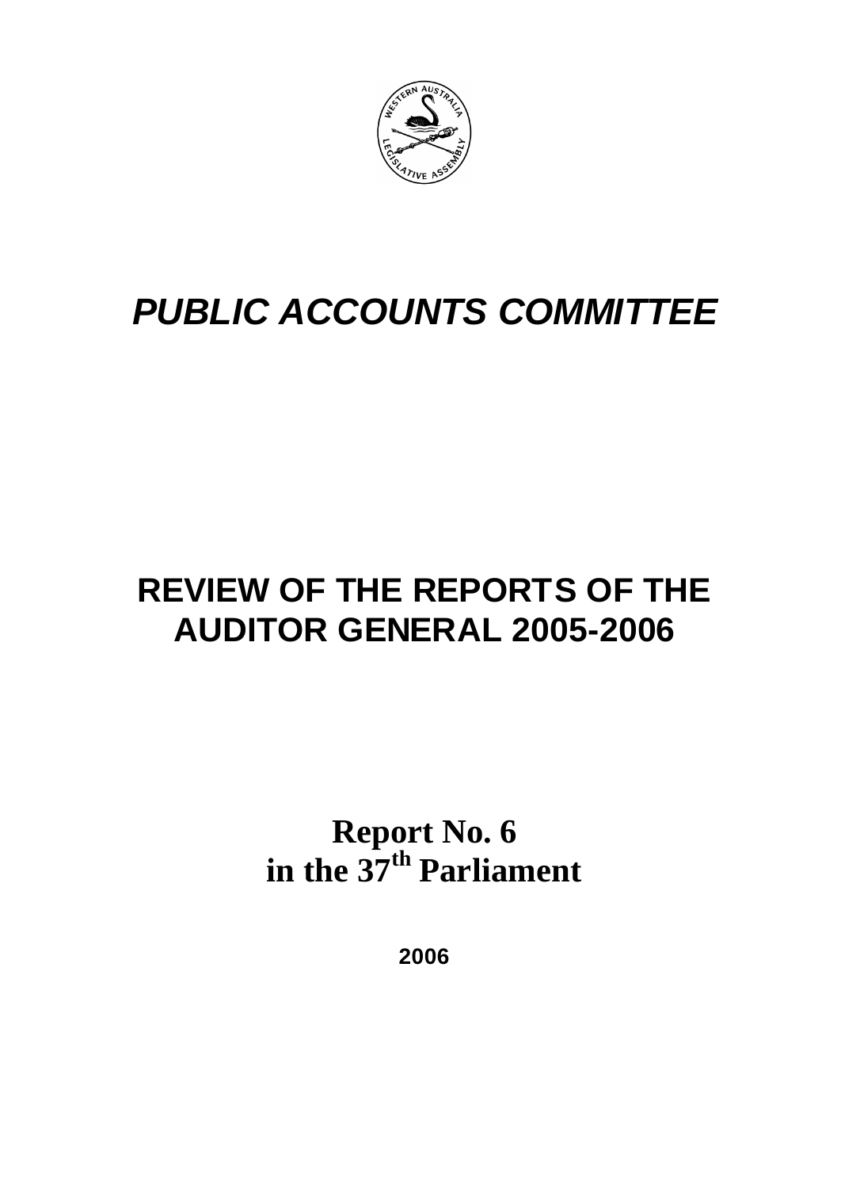# *PUBLIC ACCOUNTS COMMITTEE*

# REVIEW OF THE REPORTS OF THE AUDITOR GENERAL 2005-2006

## Report No. 6 in the 37th Parliament

**2006**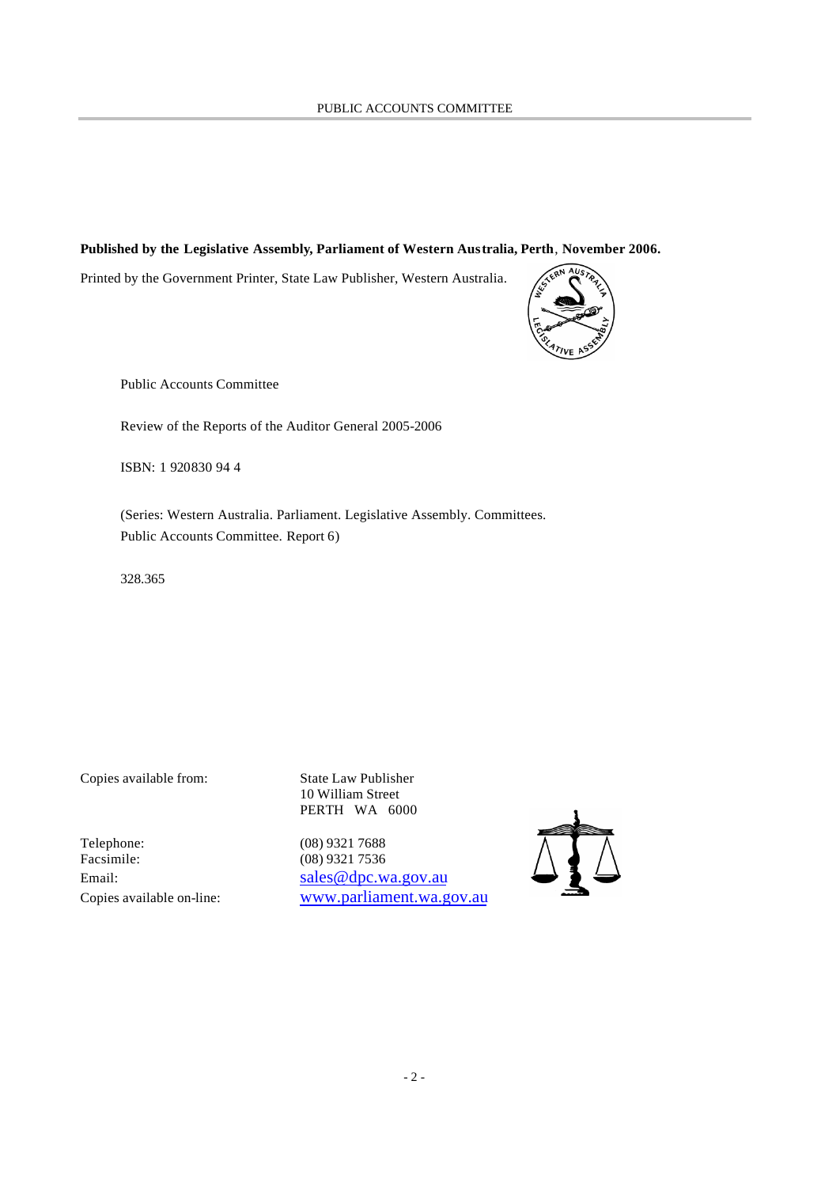**Published by the Legislative Assembly, Parliament of Western Australia, Perth, November 2006.**

Printed by the Government Printer, State Law Publisher, Western Australia.

Public Accounts Committee

Review of the Reports of the Auditor General 2005-2006

ISBN: 1 920830 94 4

(Series: Western Australia. Parliament. Legislative Assembly. Committees.
Public Accounts Committee. Report 6)

328.365

| | |
|---|---|
| Copies available from: | State Law Publisher<br>10 William Street<br>PERTH WA 6000 |
| Telephone: | (08) 9321 7688 |
| Facsimile: | (08) 9321 7536 |
| Email: | sales@dpc.wa.gov.au |
| Copies available on-line: | www.parliament.wa.gov.au |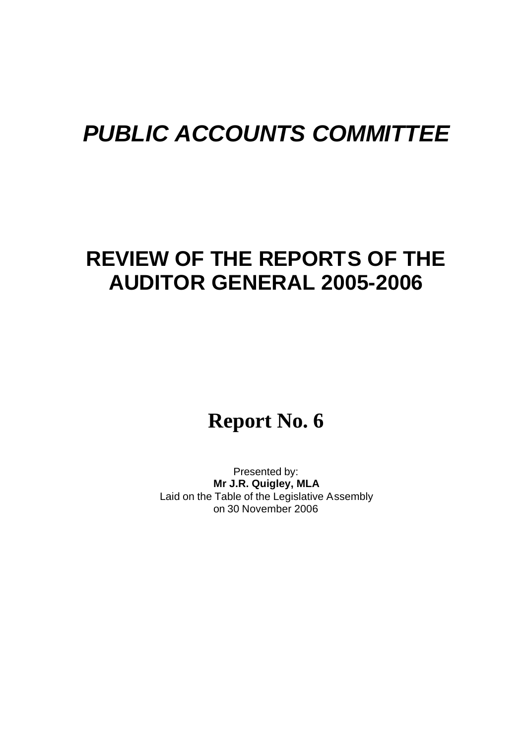# *PUBLIC ACCOUNTS COMMITTEE*

# REVIEW OF THE REPORTS OF THE AUDITOR GENERAL 2005-2006

## Report No. 6

Presented by:
**Mr J.R. Quigley, MLA**
Laid on the Table of the Legislative Assembly
on 30 November 2006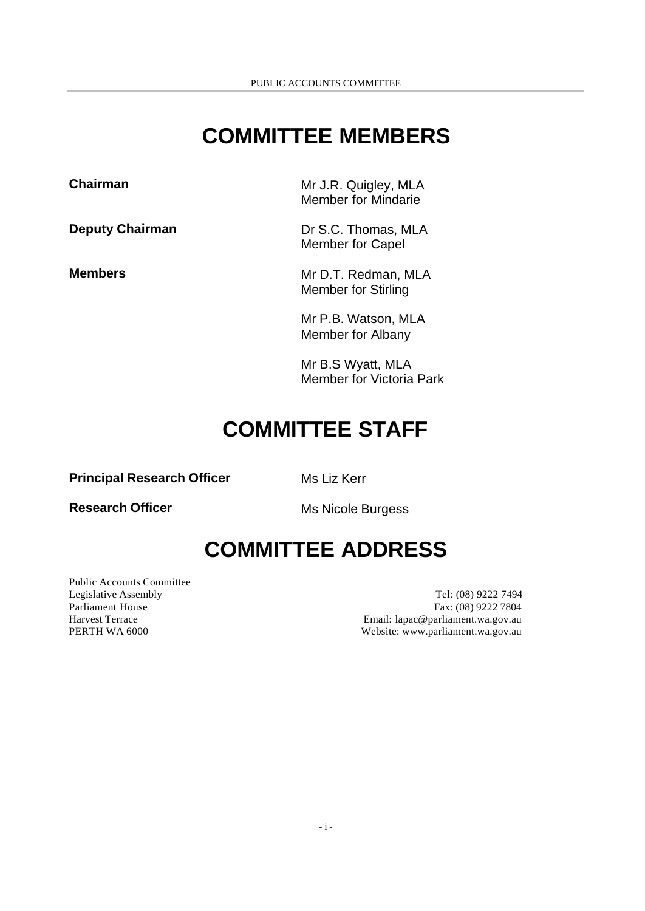# COMMITTEE MEMBERS

| | |
|---|---|
| **Chairman** | Mr J.R. Quigley, MLA<br>Member for Mindarie |
| **Deputy Chairman** | Dr S.C. Thomas, MLA<br>Member for Capel |
| **Members** | Mr D.T. Redman, MLA<br>Member for Stirling |
| | Mr P.B. Watson, MLA<br>Member for Albany |
| | Mr B.S Wyatt, MLA<br>Member for Victoria Park |

# COMMITTEE STAFF

| | |
|---|---|
| **Principal Research Officer** | Ms Liz Kerr |
| **Research Officer** | Ms Nicole Burgess |

# COMMITTEE ADDRESS

Public Accounts Committee
Legislative Assembly
Parliament House
Harvest Terrace
PERTH WA 6000

Tel: (08) 9222 7494
Fax: (08) 9222 7804
Email: lapac@parliament.wa.gov.au
Website: www.parliament.wa.gov.au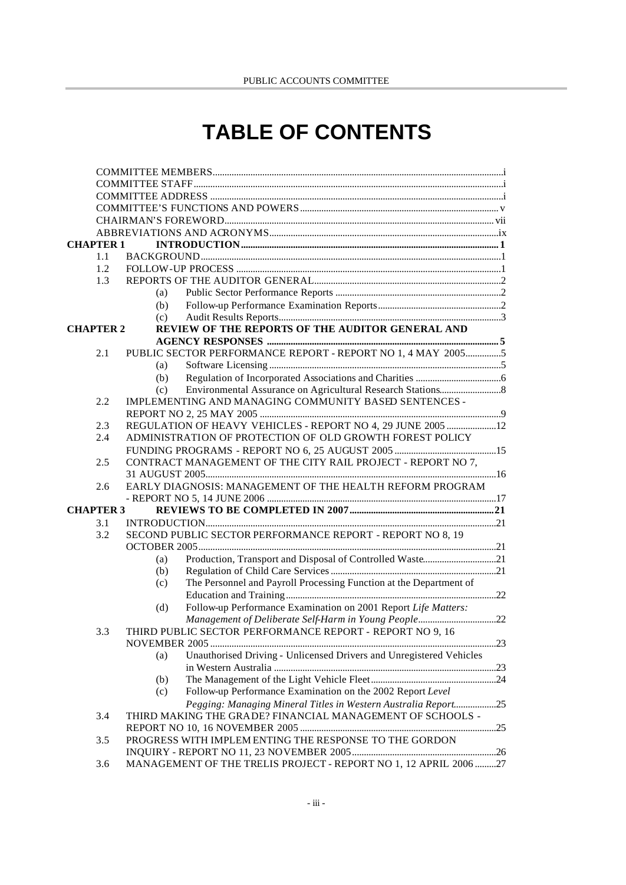# TABLE OF CONTENTS

COMMITTEE MEMBERS .......... i
COMMITTEE STAFF .......... i
COMMITTEE ADDRESS .......... i
COMMITTEE'S FUNCTIONS AND POWERS .......... v
CHAIRMAN'S FOREWORD .......... vii
ABBREVIATIONS AND ACRONYMS .......... ix

**CHAPTER 1 INTRODUCTION .......... 1**

- 1.1 BACKGROUND .......... 1
- 1.2 FOLLOW-UP PROCESS .......... 1
- 1.3 REPORTS OF THE AUDITOR GENERAL .......... 2
  - (a) Public Sector Performance Reports .......... 2
  - (b) Follow-up Performance Examination Reports .......... 2
  - (c) Audit Results Reports .......... 3

**CHAPTER 2 REVIEW OF THE REPORTS OF THE AUDITOR GENERAL AND AGENCY RESPONSES .......... 5**

- 2.1 PUBLIC SECTOR PERFORMANCE REPORT - REPORT NO 1, 4 MAY 2005 .......... 5
  - (a) Software Licensing .......... 5
  - (b) Regulation of Incorporated Associations and Charities .......... 6
  - (c) Environmental Assurance on Agricultural Research Stations .......... 8
- 2.2 IMPLEMENTING AND MANAGING COMMUNITY BASED SENTENCES - REPORT NO 2, 25 MAY 2005 .......... 9
- 2.3 REGULATION OF HEAVY VEHICLES - REPORT NO 4, 29 JUNE 2005 .......... 12
- 2.4 ADMINISTRATION OF PROTECTION OF OLD GROWTH FOREST POLICY FUNDING PROGRAMS - REPORT NO 6, 25 AUGUST 2005 .......... 15
- 2.5 CONTRACT MANAGEMENT OF THE CITY RAIL PROJECT - REPORT NO 7, 31 AUGUST 2005 .......... 16
- 2.6 EARLY DIAGNOSIS: MANAGEMENT OF THE HEALTH REFORM PROGRAM - REPORT NO 5, 14 JUNE 2006 .......... 17

**CHAPTER 3 REVIEWS TO BE COMPLETED IN 2007 .......... 21**

- 3.1 INTRODUCTION .......... 21
- 3.2 SECOND PUBLIC SECTOR PERFORMANCE REPORT - REPORT NO 8, 19 OCTOBER 2005 .......... 21
  - (a) Production, Transport and Disposal of Controlled Waste .......... 21
  - (b) Regulation of Child Care Services .......... 21
  - (c) The Personnel and Payroll Processing Function at the Department of Education and Training .......... 22
  - (d) Follow-up Performance Examination on 2001 Report *Life Matters: Management of Deliberate Self-Harm in Young People* .......... 22
- 3.3 THIRD PUBLIC SECTOR PERFORMANCE REPORT - REPORT NO 9, 16 NOVEMBER 2005 .......... 23
  - (a) Unauthorised Driving - Unlicensed Drivers and Unregistered Vehicles in Western Australia .......... 23
  - (b) The Management of the Light Vehicle Fleet .......... 24
  - (c) Follow-up Performance Examination on the 2002 Report *Level Pegging: Managing Mineral Titles in Western Australia Report* .......... 25
- 3.4 THIRD MAKING THE GRADE? FINANCIAL MANAGEMENT OF SCHOOLS - REPORT NO 10, 16 NOVEMBER 2005 .......... 25
- 3.5 PROGRESS WITH IMPLEMENTING THE RESPONSE TO THE GORDON INQUIRY - REPORT NO 11, 23 NOVEMBER 2005 .......... 26
- 3.6 MANAGEMENT OF THE TRELIS PROJECT - REPORT NO 1, 12 APRIL 2006 .......... 27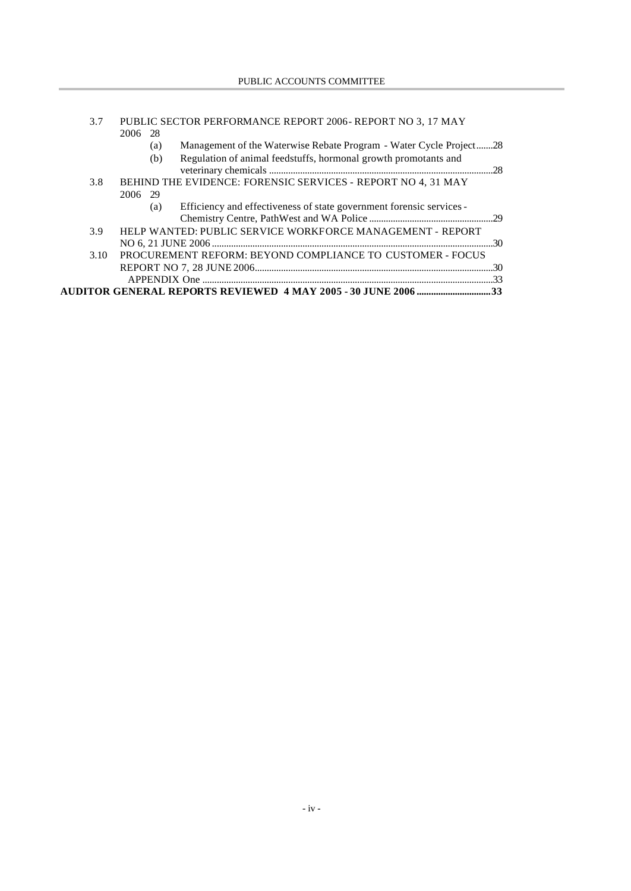3.7 PUBLIC SECTOR PERFORMANCE REPORT 2006 - REPORT NO 3, 17 MAY 2006 28

(a) Management of the Waterwise Rebate Program - Water Cycle Project.......28

(b) Regulation of animal feedstuffs, hormonal growth promotants and veterinary chemicals .......................................................................................28

3.8 BEHIND THE EVIDENCE: FORENSIC SERVICES - REPORT NO 4, 31 MAY 2006 29

(a) Efficiency and effectiveness of state government forensic services - Chemistry Centre, PathWest and WA Police ...................................................29

3.9 HELP WANTED: PUBLIC SERVICE WORKFORCE MANAGEMENT - REPORT NO 6, 21 JUNE 2006.......................................................................................................30

3.10 PROCUREMENT REFORM: BEYOND COMPLIANCE TO CUSTOMER - FOCUS REPORT NO 7, 28 JUNE 2006...................................................................................................30

APPENDIX One .........................................................................................................33

**AUDITOR GENERAL REPORTS REVIEWED 4 MAY 2005 - 30 JUNE 2006 ...............................33**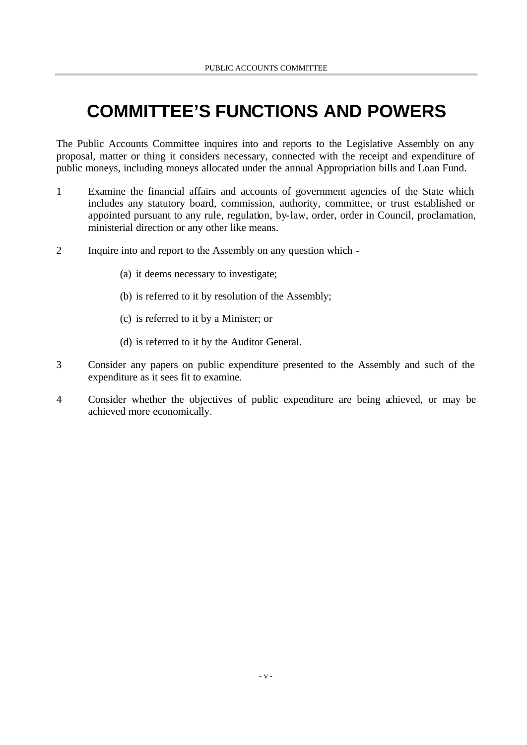# COMMITTEE'S FUNCTIONS AND POWERS

The Public Accounts Committee inquires into and reports to the Legislative Assembly on any proposal, matter or thing it considers necessary, connected with the receipt and expenditure of public moneys, including moneys allocated under the annual Appropriation bills and Loan Fund.

1. Examine the financial affairs and accounts of government agencies of the State which includes any statutory board, commission, authority, committee, or trust established or appointed pursuant to any rule, regulation, by-law, order, order in Council, proclamation, ministerial direction or any other like means.

2. Inquire into and report to the Assembly on any question which -

   (a) it deems necessary to investigate;

   (b) is referred to it by resolution of the Assembly;

   (c) is referred to it by a Minister; or

   (d) is referred to it by the Auditor General.

3. Consider any papers on public expenditure presented to the Assembly and such of the expenditure as it sees fit to examine.

4. Consider whether the objectives of public expenditure are being achieved, or may be achieved more economically.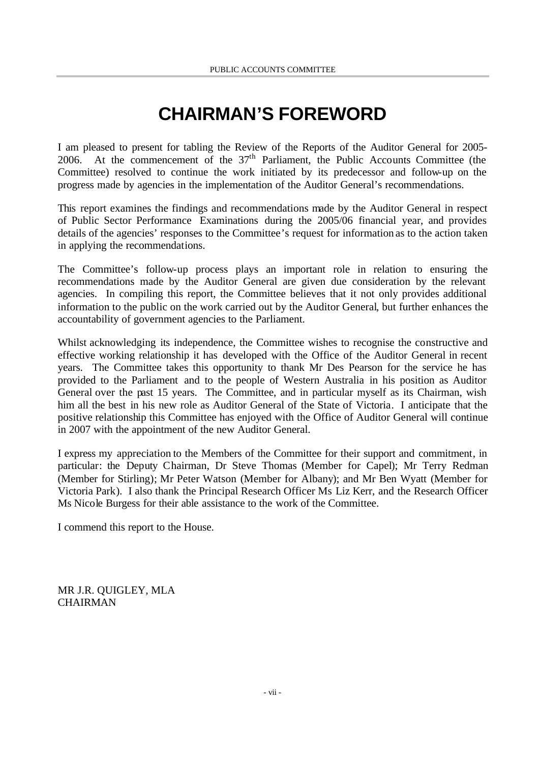# CHAIRMAN'S FOREWORD

I am pleased to present for tabling the Review of the Reports of the Auditor General for 2005-2006. At the commencement of the 37th Parliament, the Public Accounts Committee (the Committee) resolved to continue the work initiated by its predecessor and follow-up on the progress made by agencies in the implementation of the Auditor General's recommendations.

This report examines the findings and recommendations made by the Auditor General in respect of Public Sector Performance Examinations during the 2005/06 financial year, and provides details of the agencies' responses to the Committee's request for information as to the action taken in applying the recommendations.

The Committee's follow-up process plays an important role in relation to ensuring the recommendations made by the Auditor General are given due consideration by the relevant agencies. In compiling this report, the Committee believes that it not only provides additional information to the public on the work carried out by the Auditor General, but further enhances the accountability of government agencies to the Parliament.

Whilst acknowledging its independence, the Committee wishes to recognise the constructive and effective working relationship it has developed with the Office of the Auditor General in recent years. The Committee takes this opportunity to thank Mr Des Pearson for the service he has provided to the Parliament and to the people of Western Australia in his position as Auditor General over the past 15 years. The Committee, and in particular myself as its Chairman, wish him all the best in his new role as Auditor General of the State of Victoria. I anticipate that the positive relationship this Committee has enjoyed with the Office of Auditor General will continue in 2007 with the appointment of the new Auditor General.

I express my appreciation to the Members of the Committee for their support and commitment, in particular: the Deputy Chairman, Dr Steve Thomas (Member for Capel); Mr Terry Redman (Member for Stirling); Mr Peter Watson (Member for Albany); and Mr Ben Wyatt (Member for Victoria Park). I also thank the Principal Research Officer Ms Liz Kerr, and the Research Officer Ms Nicole Burgess for their able assistance to the work of the Committee.

I commend this report to the House.

MR J.R. QUIGLEY, MLA
CHAIRMAN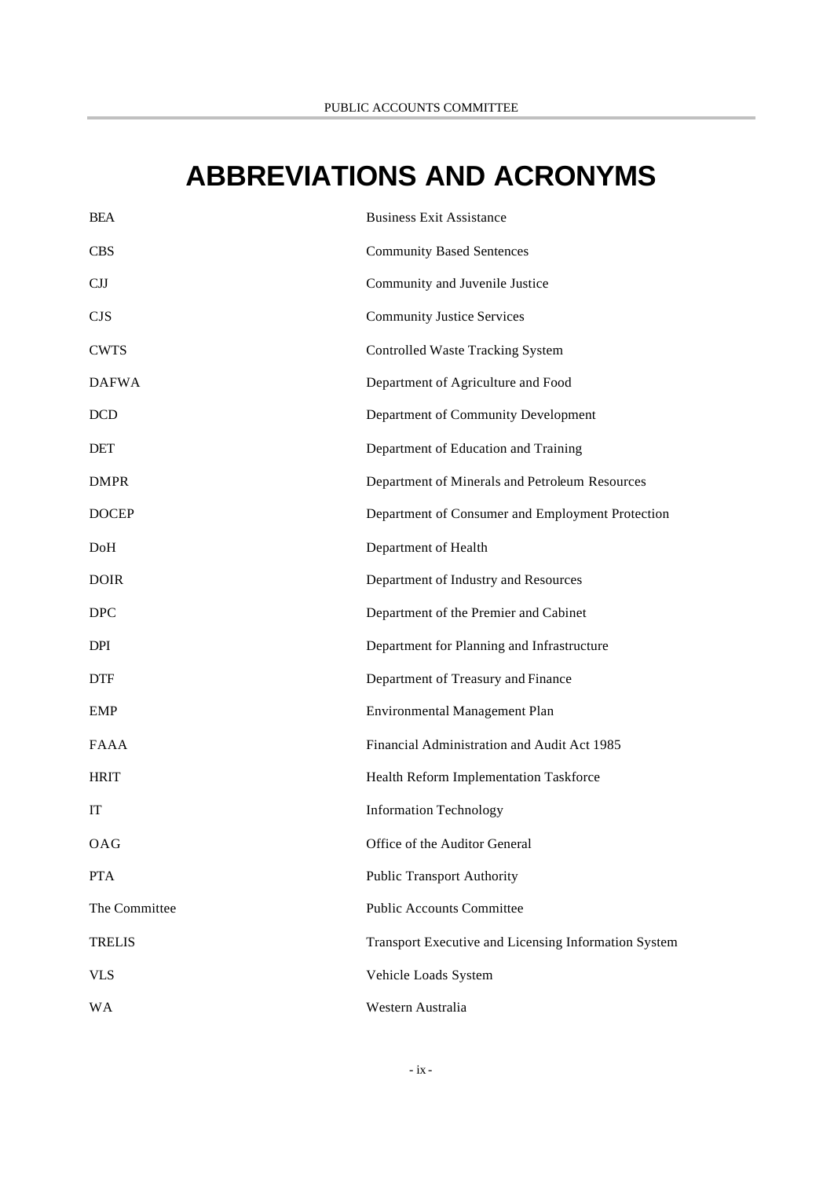# ABBREVIATIONS AND ACRONYMS

| | |
|---|---|
| BEA | Business Exit Assistance |
| CBS | Community Based Sentences |
| CJJ | Community and Juvenile Justice |
| CJS | Community Justice Services |
| CWTS | Controlled Waste Tracking System |
| DAFWA | Department of Agriculture and Food |
| DCD | Department of Community Development |
| DET | Department of Education and Training |
| DMPR | Department of Minerals and Petroleum Resources |
| DOCEP | Department of Consumer and Employment Protection |
| DoH | Department of Health |
| DOIR | Department of Industry and Resources |
| DPC | Department of the Premier and Cabinet |
| DPI | Department for Planning and Infrastructure |
| DTF | Department of Treasury and Finance |
| EMP | Environmental Management Plan |
| FAAA | Financial Administration and Audit Act 1985 |
| HRIT | Health Reform Implementation Taskforce |
| IT | Information Technology |
| OAG | Office of the Auditor General |
| PTA | Public Transport Authority |
| The Committee | Public Accounts Committee |
| TRELIS | Transport Executive and Licensing Information System |
| VLS | Vehicle Loads System |
| WA | Western Australia |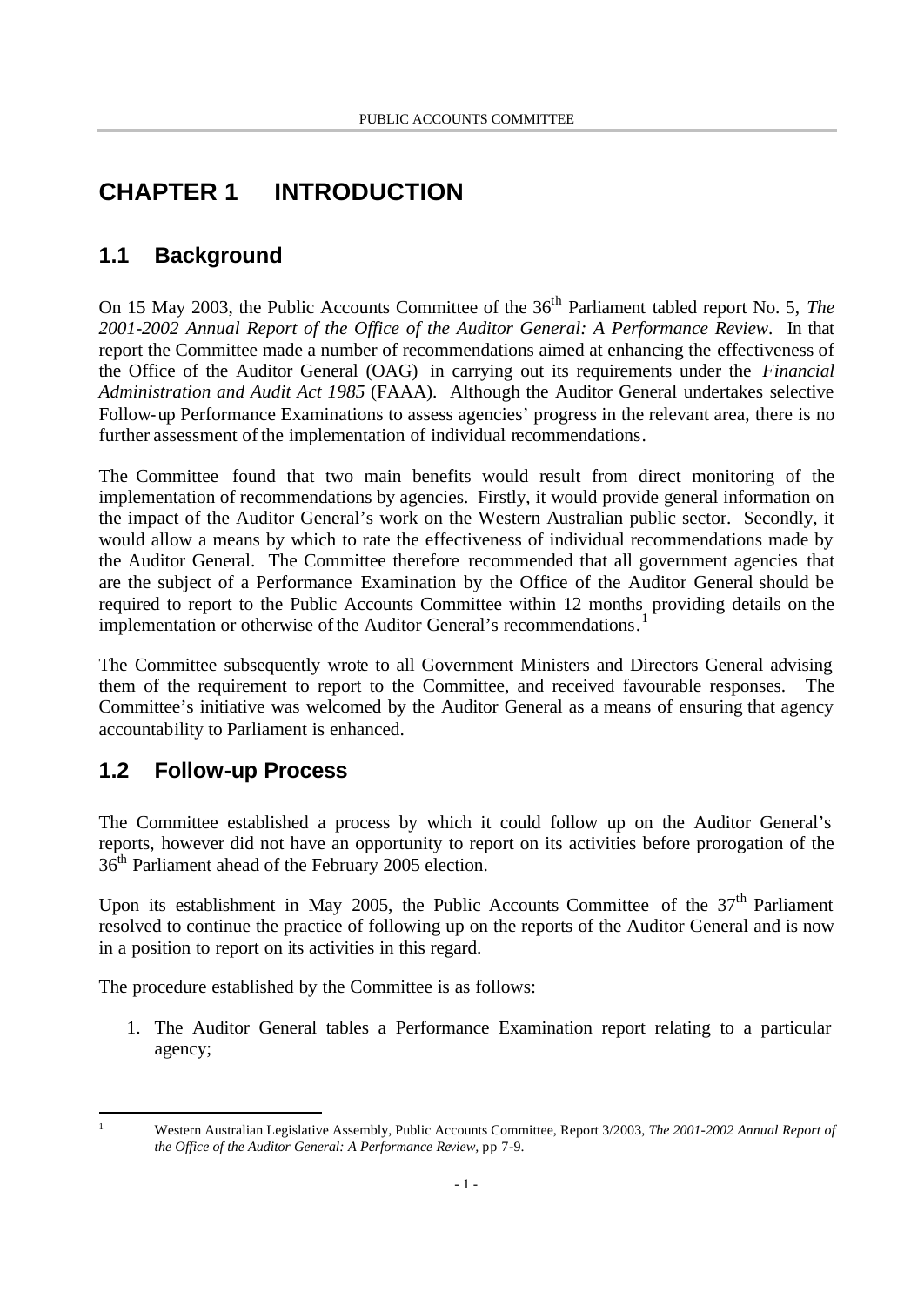# CHAPTER 1 INTRODUCTION

## 1.1 Background

On 15 May 2003, the Public Accounts Committee of the 36th Parliament tabled report No. 5, *The 2001-2002 Annual Report of the Office of the Auditor General: A Performance Review*. In that report the Committee made a number of recommendations aimed at enhancing the effectiveness of the Office of the Auditor General (OAG) in carrying out its requirements under the *Financial Administration and Audit Act 1985* (FAAA). Although the Auditor General undertakes selective Follow-up Performance Examinations to assess agencies' progress in the relevant area, there is no further assessment of the implementation of individual recommendations.

The Committee found that two main benefits would result from direct monitoring of the implementation of recommendations by agencies. Firstly, it would provide general information on the impact of the Auditor General's work on the Western Australian public sector. Secondly, it would allow a means by which to rate the effectiveness of individual recommendations made by the Auditor General. The Committee therefore recommended that all government agencies that are the subject of a Performance Examination by the Office of the Auditor General should be required to report to the Public Accounts Committee within 12 months providing details on the implementation or otherwise of the Auditor General's recommendations.[1]

The Committee subsequently wrote to all Government Ministers and Directors General advising them of the requirement to report to the Committee, and received favourable responses. The Committee's initiative was welcomed by the Auditor General as a means of ensuring that agency accountability to Parliament is enhanced.

## 1.2 Follow-up Process

The Committee established a process by which it could follow up on the Auditor General's reports, however did not have an opportunity to report on its activities before prorogation of the 36th Parliament ahead of the February 2005 election.

Upon its establishment in May 2005, the Public Accounts Committee of the 37th Parliament resolved to continue the practice of following up on the reports of the Auditor General and is now in a position to report on its activities in this regard.

The procedure established by the Committee is as follows:

1. The Auditor General tables a Performance Examination report relating to a particular agency;

---

[1] Western Australian Legislative Assembly, Public Accounts Committee, Report 3/2003, *The 2001-2002 Annual Report of the Office of the Auditor General: A Performance Review,* pp 7-9.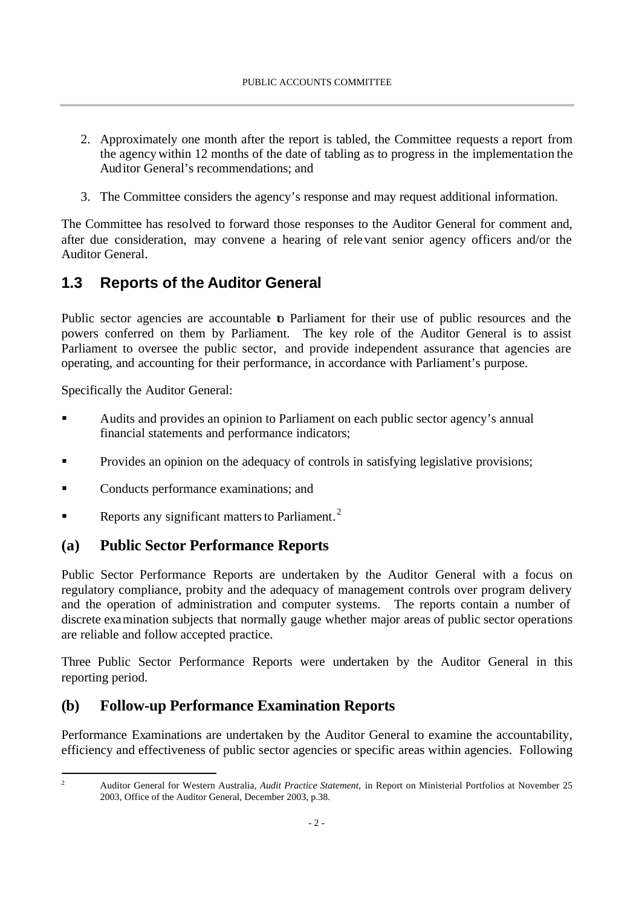2. Approximately one month after the report is tabled, the Committee requests a report from the agency within 12 months of the date of tabling as to progress in the implementation the Auditor General's recommendations; and

3. The Committee considers the agency's response and may request additional information.

The Committee has resolved to forward those responses to the Auditor General for comment and, after due consideration, may convene a hearing of relevant senior agency officers and/or the Auditor General.

## 1.3 Reports of the Auditor General

Public sector agencies are accountable to Parliament for their use of public resources and the powers conferred on them by Parliament. The key role of the Auditor General is to assist Parliament to oversee the public sector, and provide independent assurance that agencies are operating, and accounting for their performance, in accordance with Parliament's purpose.

Specifically the Auditor General:

- Audits and provides an opinion to Parliament on each public sector agency's annual financial statements and performance indicators;
- Provides an opinion on the adequacy of controls in satisfying legislative provisions;
- Conducts performance examinations; and
- Reports any significant matters to Parliament.[2]

### (a) Public Sector Performance Reports

Public Sector Performance Reports are undertaken by the Auditor General with a focus on regulatory compliance, probity and the adequacy of management controls over program delivery and the operation of administration and computer systems. The reports contain a number of discrete examination subjects that normally gauge whether major areas of public sector operations are reliable and follow accepted practice.

Three Public Sector Performance Reports were undertaken by the Auditor General in this reporting period.

### (b) Follow-up Performance Examination Reports

Performance Examinations are undertaken by the Auditor General to examine the accountability, efficiency and effectiveness of public sector agencies or specific areas within agencies. Following

---

[2] Auditor General for Western Australia, *Audit Practice Statement*, in Report on Ministerial Portfolios at November 25 2003, Office of the Auditor General, December 2003, p.38.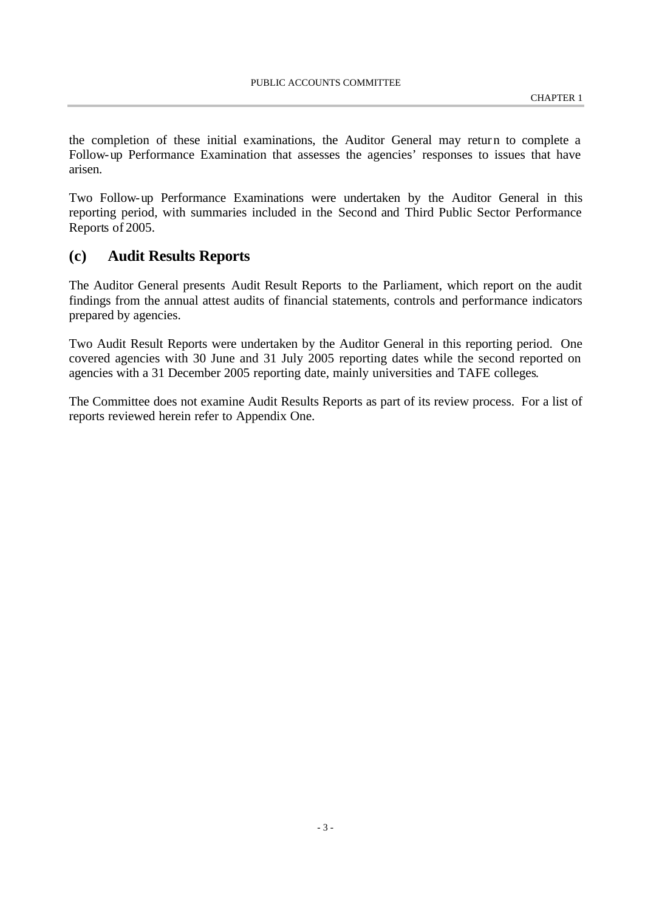the completion of these initial examinations, the Auditor General may return to complete a Follow-up Performance Examination that assesses the agencies' responses to issues that have arisen.

Two Follow-up Performance Examinations were undertaken by the Auditor General in this reporting period, with summaries included in the Second and Third Public Sector Performance Reports of 2005.

## (c) Audit Results Reports

The Auditor General presents Audit Result Reports to the Parliament, which report on the audit findings from the annual attest audits of financial statements, controls and performance indicators prepared by agencies.

Two Audit Result Reports were undertaken by the Auditor General in this reporting period. One covered agencies with 30 June and 31 July 2005 reporting dates while the second reported on agencies with a 31 December 2005 reporting date, mainly universities and TAFE colleges.

The Committee does not examine Audit Results Reports as part of its review process. For a list of reports reviewed herein refer to Appendix One.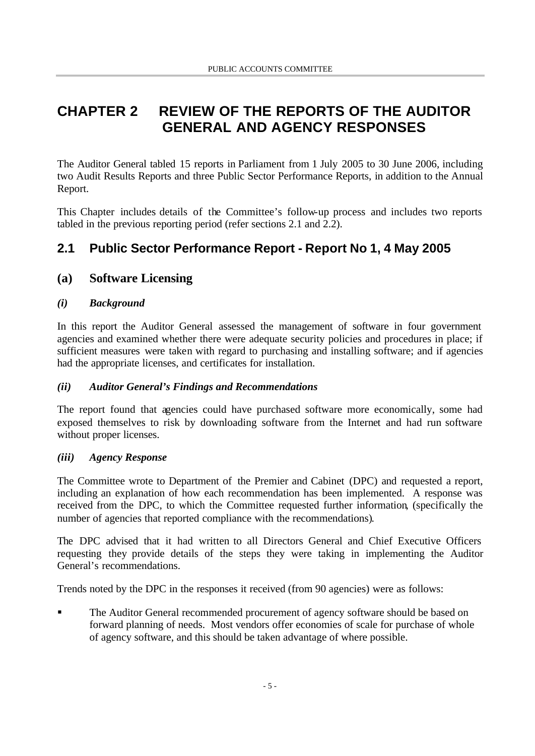# CHAPTER 2 REVIEW OF THE REPORTS OF THE AUDITOR GENERAL AND AGENCY RESPONSES

The Auditor General tabled 15 reports in Parliament from 1 July 2005 to 30 June 2006, including two Audit Results Reports and three Public Sector Performance Reports, in addition to the Annual Report.

This Chapter includes details of the Committee's follow-up process and includes two reports tabled in the previous reporting period (refer sections 2.1 and 2.2).

## 2.1 Public Sector Performance Report - Report No 1, 4 May 2005

### (a) Software Licensing

#### *(i) Background*

In this report the Auditor General assessed the management of software in four government agencies and examined whether there were adequate security policies and procedures in place; if sufficient measures were taken with regard to purchasing and installing software; and if agencies had the appropriate licenses, and certificates for installation.

#### *(ii) Auditor General's Findings and Recommendations*

The report found that agencies could have purchased software more economically, some had exposed themselves to risk by downloading software from the Internet and had run software without proper licenses.

#### *(iii) Agency Response*

The Committee wrote to Department of the Premier and Cabinet (DPC) and requested a report, including an explanation of how each recommendation has been implemented. A response was received from the DPC, to which the Committee requested further information, (specifically the number of agencies that reported compliance with the recommendations).

The DPC advised that it had written to all Directors General and Chief Executive Officers requesting they provide details of the steps they were taking in implementing the Auditor General's recommendations.

Trends noted by the DPC in the responses it received (from 90 agencies) were as follows:

- The Auditor General recommended procurement of agency software should be based on forward planning of needs. Most vendors offer economies of scale for purchase of whole of agency software, and this should be taken advantage of where possible.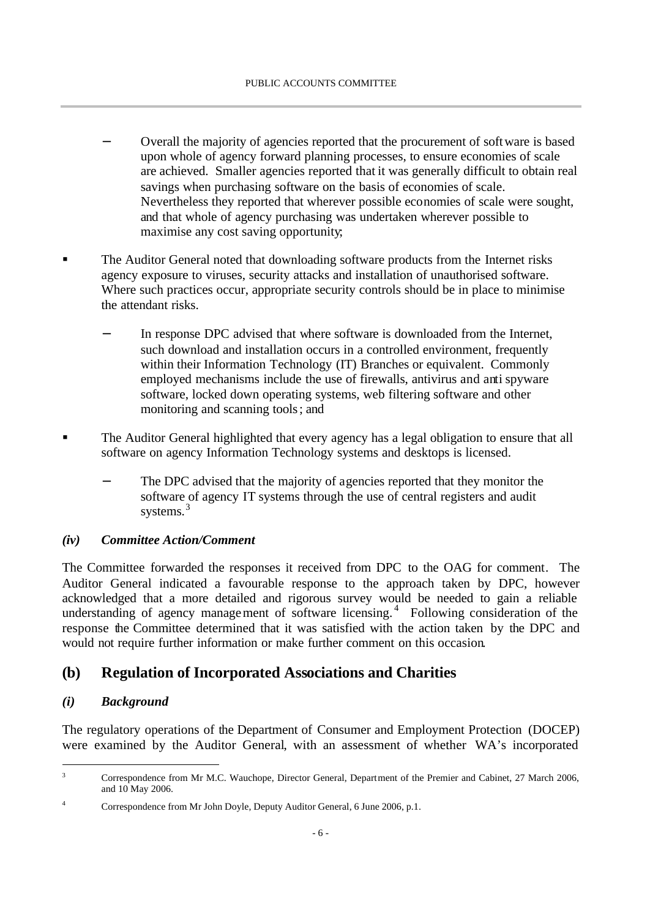- Overall the majority of agencies reported that the procurement of software is based upon whole of agency forward planning processes, to ensure economies of scale are achieved. Smaller agencies reported that it was generally difficult to obtain real savings when purchasing software on the basis of economies of scale. Nevertheless they reported that wherever possible economies of scale were sought, and that whole of agency purchasing was undertaken wherever possible to maximise any cost saving opportunity;

- The Auditor General noted that downloading software products from the Internet risks agency exposure to viruses, security attacks and installation of unauthorised software. Where such practices occur, appropriate security controls should be in place to minimise the attendant risks.

  - In response DPC advised that where software is downloaded from the Internet, such download and installation occurs in a controlled environment, frequently within their Information Technology (IT) Branches or equivalent. Commonly employed mechanisms include the use of firewalls, antivirus and anti spyware software, locked down operating systems, web filtering software and other monitoring and scanning tools; and

- The Auditor General highlighted that every agency has a legal obligation to ensure that all software on agency Information Technology systems and desktops is licensed.

  - The DPC advised that the majority of agencies reported that they monitor the software of agency IT systems through the use of central registers and audit systems.[3]

### *(iv) Committee Action/Comment*

The Committee forwarded the responses it received from DPC to the OAG for comment. The Auditor General indicated a favourable response to the approach taken by DPC, however acknowledged that a more detailed and rigorous survey would be needed to gain a reliable understanding of agency management of software licensing.[4] Following consideration of the response the Committee determined that it was satisfied with the action taken by the DPC and would not require further information or make further comment on this occasion.

## (b) Regulation of Incorporated Associations and Charities

### *(i) Background*

The regulatory operations of the Department of Consumer and Employment Protection (DOCEP) were examined by the Auditor General, with an assessment of whether WA's incorporated

---

[3] Correspondence from Mr M.C. Wauchope, Director General, Department of the Premier and Cabinet, 27 March 2006, and 10 May 2006.

[4] Correspondence from Mr John Doyle, Deputy Auditor General, 6 June 2006, p.1.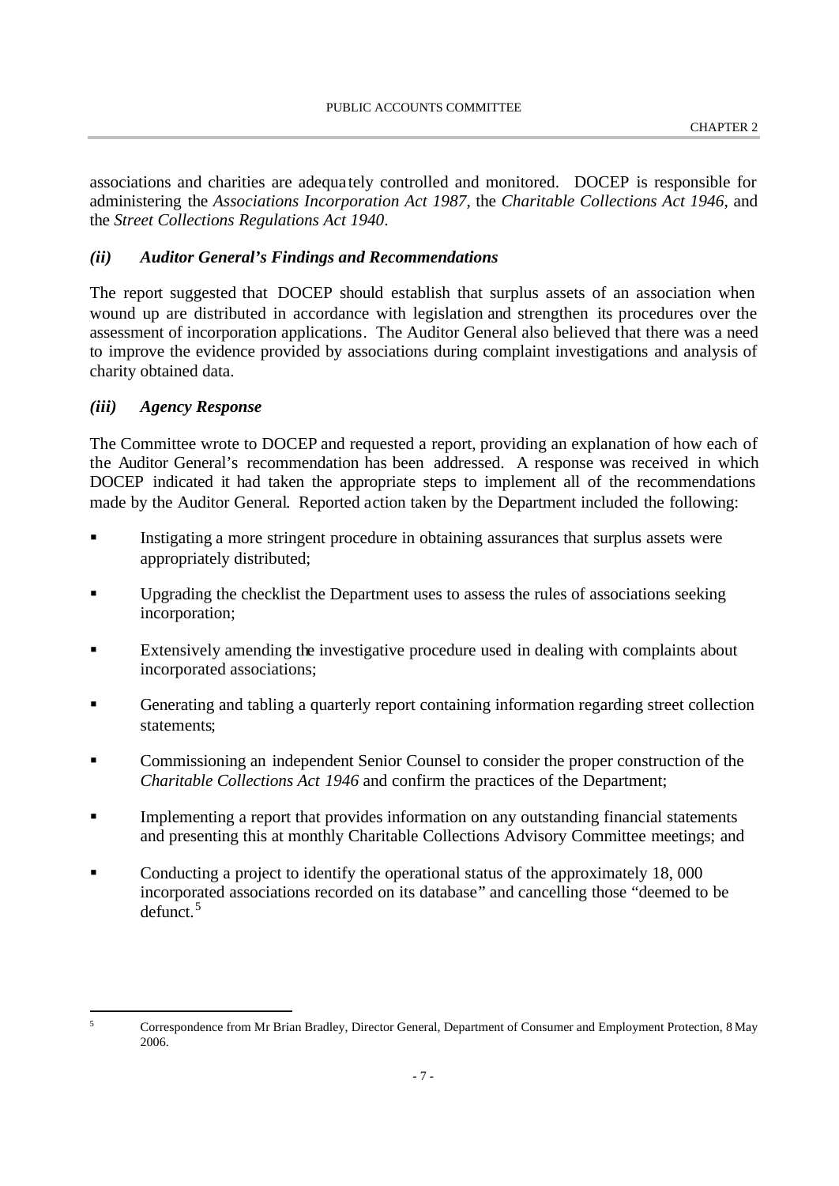associations and charities are adequately controlled and monitored. DOCEP is responsible for administering the *Associations Incorporation Act 1987*, the *Charitable Collections Act 1946*, and the *Street Collections Regulations Act 1940*.

### *(ii) Auditor General's Findings and Recommendations*

The report suggested that DOCEP should establish that surplus assets of an association when wound up are distributed in accordance with legislation and strengthen its procedures over the assessment of incorporation applications. The Auditor General also believed that there was a need to improve the evidence provided by associations during complaint investigations and analysis of charity obtained data.

### *(iii) Agency Response*

The Committee wrote to DOCEP and requested a report, providing an explanation of how each of the Auditor General's recommendation has been addressed. A response was received in which DOCEP indicated it had taken the appropriate steps to implement all of the recommendations made by the Auditor General. Reported action taken by the Department included the following:

- Instigating a more stringent procedure in obtaining assurances that surplus assets were appropriately distributed;
- Upgrading the checklist the Department uses to assess the rules of associations seeking incorporation;
- Extensively amending the investigative procedure used in dealing with complaints about incorporated associations;
- Generating and tabling a quarterly report containing information regarding street collection statements;
- Commissioning an independent Senior Counsel to consider the proper construction of the *Charitable Collections Act 1946* and confirm the practices of the Department;
- Implementing a report that provides information on any outstanding financial statements and presenting this at monthly Charitable Collections Advisory Committee meetings; and
- Conducting a project to identify the operational status of the approximately 18, 000 incorporated associations recorded on its database" and cancelling those "deemed to be defunct.[5]

[5] Correspondence from Mr Brian Bradley, Director General, Department of Consumer and Employment Protection, 8 May 2006.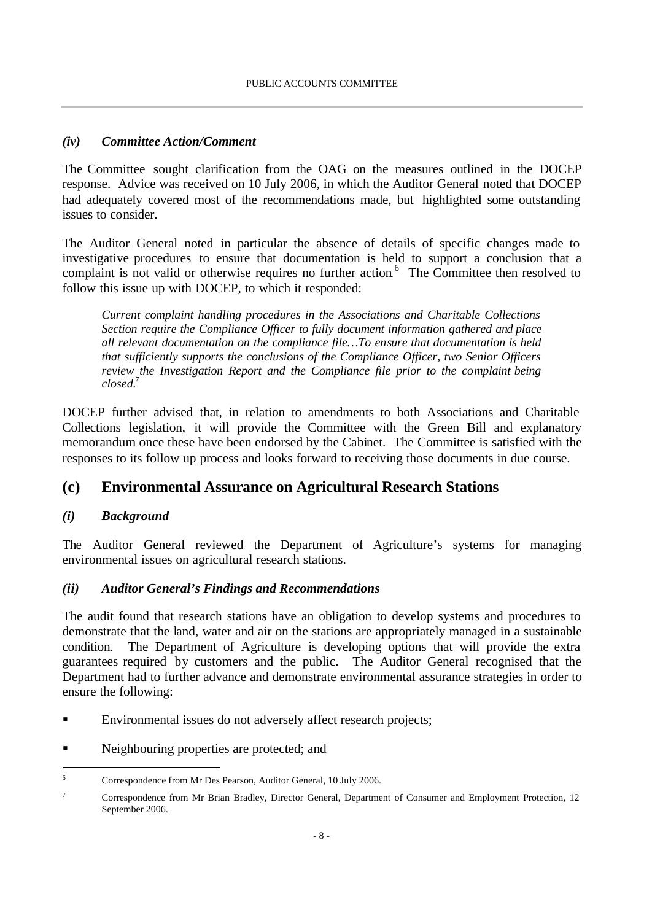### *(iv) Committee Action/Comment*

The Committee sought clarification from the OAG on the measures outlined in the DOCEP response. Advice was received on 10 July 2006, in which the Auditor General noted that DOCEP had adequately covered most of the recommendations made, but highlighted some outstanding issues to consider.

The Auditor General noted in particular the absence of details of specific changes made to investigative procedures to ensure that documentation is held to support a conclusion that a complaint is not valid or otherwise requires no further action.[6] The Committee then resolved to follow this issue up with DOCEP, to which it responded:

> *Current complaint handling procedures in the Associations and Charitable Collections Section require the Compliance Officer to fully document information gathered and place all relevant documentation on the compliance file…To ensure that documentation is held that sufficiently supports the conclusions of the Compliance Officer, two Senior Officers review the Investigation Report and the Compliance file prior to the complaint being closed.*[7]

DOCEP further advised that, in relation to amendments to both Associations and Charitable Collections legislation, it will provide the Committee with the Green Bill and explanatory memorandum once these have been endorsed by the Cabinet. The Committee is satisfied with the responses to its follow up process and looks forward to receiving those documents in due course.

## (c) Environmental Assurance on Agricultural Research Stations

### *(i) Background*

The Auditor General reviewed the Department of Agriculture's systems for managing environmental issues on agricultural research stations.

### *(ii) Auditor General's Findings and Recommendations*

The audit found that research stations have an obligation to develop systems and procedures to demonstrate that the land, water and air on the stations are appropriately managed in a sustainable condition. The Department of Agriculture is developing options that will provide the extra guarantees required by customers and the public. The Auditor General recognised that the Department had to further advance and demonstrate environmental assurance strategies in order to ensure the following:

- Environmental issues do not adversely affect research projects;
- Neighbouring properties are protected; and

---

[6] Correspondence from Mr Des Pearson, Auditor General, 10 July 2006.

[7] Correspondence from Mr Brian Bradley, Director General, Department of Consumer and Employment Protection, 12 September 2006.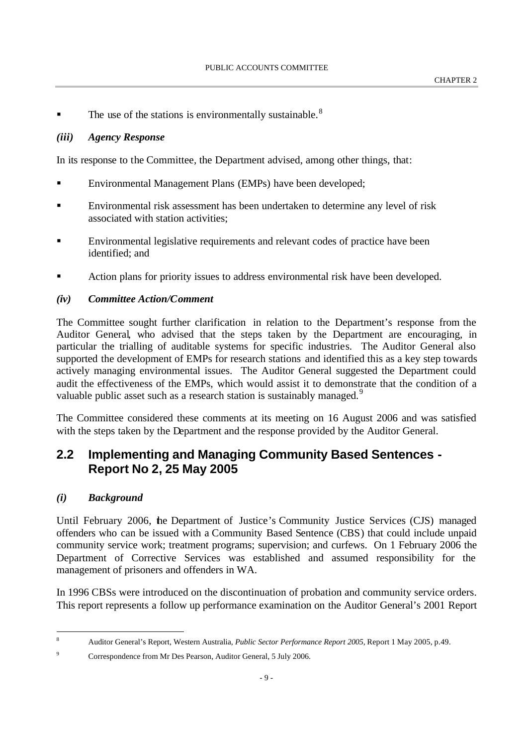- The use of the stations is environmentally sustainable.[8]

### *(iii) Agency Response*

In its response to the Committee, the Department advised, among other things, that:

- Environmental Management Plans (EMPs) have been developed;
- Environmental risk assessment has been undertaken to determine any level of risk associated with station activities;
- Environmental legislative requirements and relevant codes of practice have been identified; and
- Action plans for priority issues to address environmental risk have been developed.

### *(iv) Committee Action/Comment*

The Committee sought further clarification in relation to the Department's response from the Auditor General, who advised that the steps taken by the Department are encouraging, in particular the trialling of auditable systems for specific industries. The Auditor General also supported the development of EMPs for research stations and identified this as a key step towards actively managing environmental issues. The Auditor General suggested the Department could audit the effectiveness of the EMPs, which would assist it to demonstrate that the condition of a valuable public asset such as a research station is sustainably managed.[9]

The Committee considered these comments at its meeting on 16 August 2006 and was satisfied with the steps taken by the Department and the response provided by the Auditor General.

## 2.2 Implementing and Managing Community Based Sentences - Report No 2, 25 May 2005

### *(i) Background*

Until February 2006, the Department of Justice's Community Justice Services (CJS) managed offenders who can be issued with a Community Based Sentence (CBS) that could include unpaid community service work; treatment programs; supervision; and curfews. On 1 February 2006 the Department of Corrective Services was established and assumed responsibility for the management of prisoners and offenders in WA.

In 1996 CBSs were introduced on the discontinuation of probation and community service orders. This report represents a follow up performance examination on the Auditor General's 2001 Report

---

[8] Auditor General's Report, Western Australia, *Public Sector Performance Report 2005*, Report 1 May 2005, p.49.

[9] Correspondence from Mr Des Pearson, Auditor General, 5 July 2006.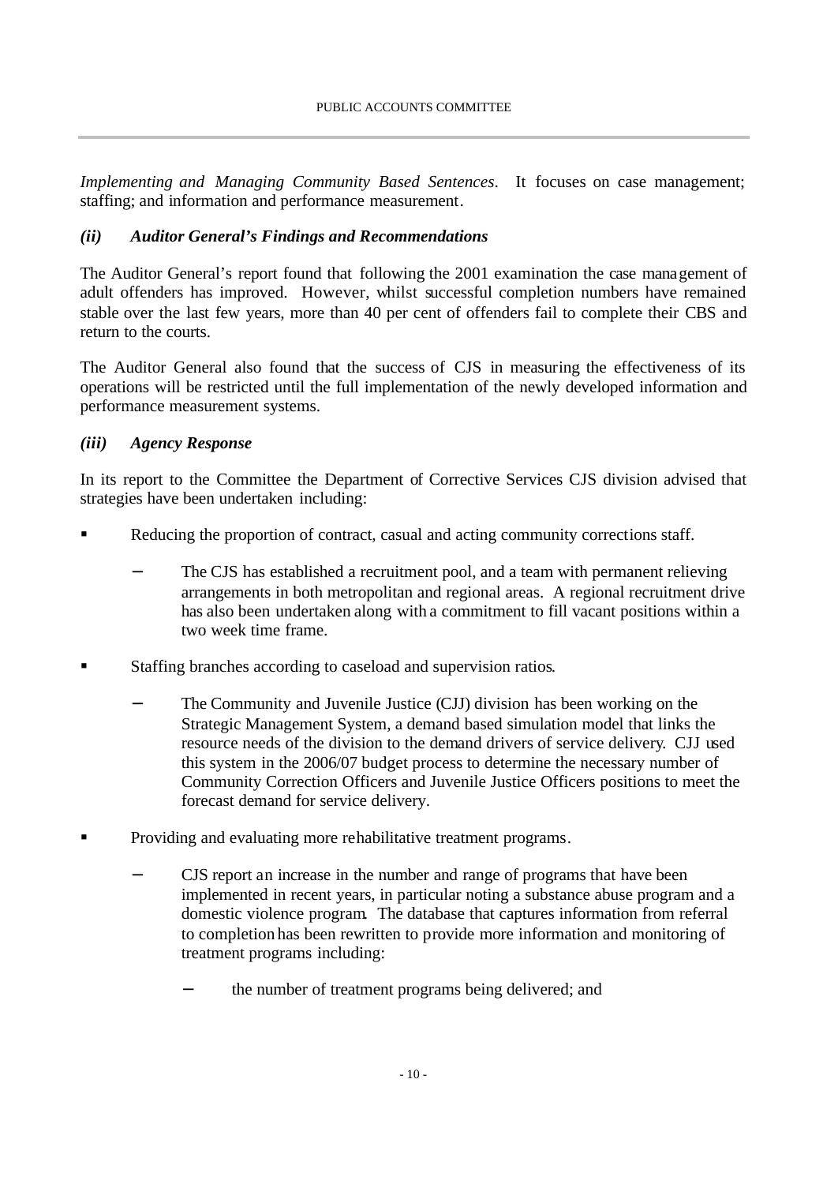*Implementing and Managing Community Based Sentences*. It focuses on case management; staffing; and information and performance measurement.

### *(ii) Auditor General's Findings and Recommendations*

The Auditor General's report found that following the 2001 examination the case management of adult offenders has improved. However, whilst successful completion numbers have remained stable over the last few years, more than 40 per cent of offenders fail to complete their CBS and return to the courts.

The Auditor General also found that the success of CJS in measuring the effectiveness of its operations will be restricted until the full implementation of the newly developed information and performance measurement systems.

### *(iii) Agency Response*

In its report to the Committee the Department of Corrective Services CJS division advised that strategies have been undertaken including:

- Reducing the proportion of contract, casual and acting community corrections staff.
  - The CJS has established a recruitment pool, and a team with permanent relieving arrangements in both metropolitan and regional areas. A regional recruitment drive has also been undertaken along with a commitment to fill vacant positions within a two week time frame.
- Staffing branches according to caseload and supervision ratios.
  - The Community and Juvenile Justice (CJJ) division has been working on the Strategic Management System, a demand based simulation model that links the resource needs of the division to the demand drivers of service delivery. CJJ used this system in the 2006/07 budget process to determine the necessary number of Community Correction Officers and Juvenile Justice Officers positions to meet the forecast demand for service delivery.
- Providing and evaluating more rehabilitative treatment programs.
  - CJS report an increase in the number and range of programs that have been implemented in recent years, in particular noting a substance abuse program and a domestic violence program. The database that captures information from referral to completion has been rewritten to provide more information and monitoring of treatment programs including:
    - the number of treatment programs being delivered; and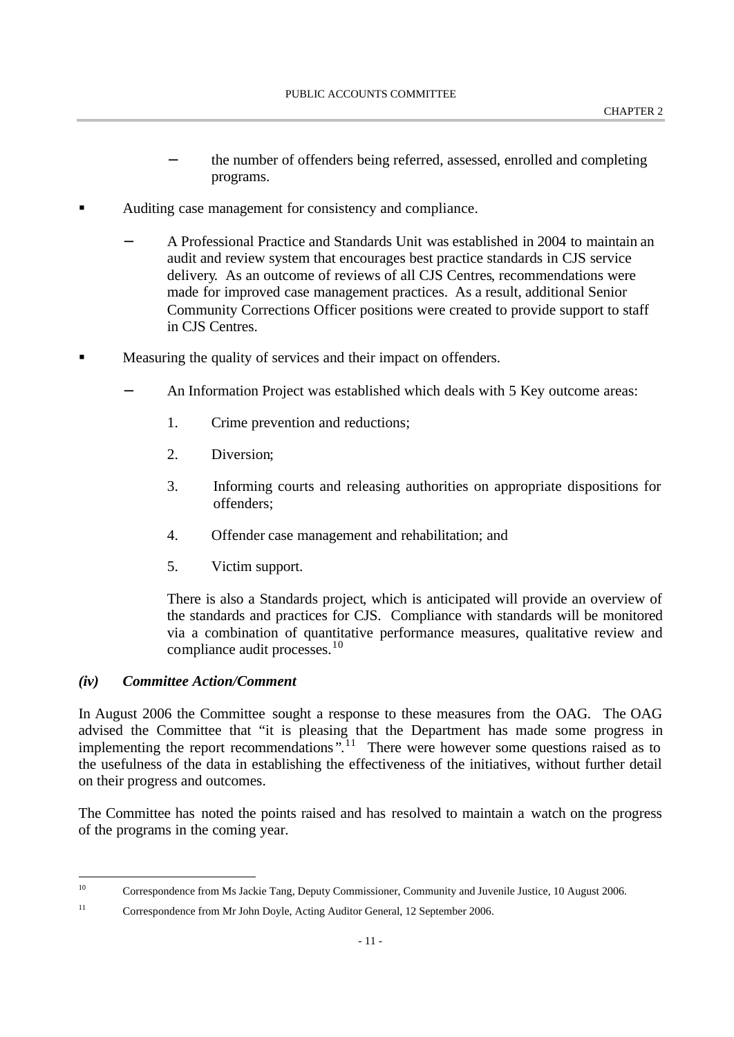- the number of offenders being referred, assessed, enrolled and completing programs.

- Auditing case management for consistency and compliance.

  - A Professional Practice and Standards Unit was established in 2004 to maintain an audit and review system that encourages best practice standards in CJS service delivery. As an outcome of reviews of all CJS Centres, recommendations were made for improved case management practices. As a result, additional Senior Community Corrections Officer positions were created to provide support to staff in CJS Centres.

- Measuring the quality of services and their impact on offenders.

  - An Information Project was established which deals with 5 Key outcome areas:

    1. Crime prevention and reductions;
    2. Diversion;
    3. Informing courts and releasing authorities on appropriate dispositions for offenders;
    4. Offender case management and rehabilitation; and
    5. Victim support.

    There is also a Standards project, which is anticipated will provide an overview of the standards and practices for CJS. Compliance with standards will be monitored via a combination of quantitative performance measures, qualitative review and compliance audit processes.[10]

***(iv) Committee Action/Comment***

In August 2006 the Committee sought a response to these measures from the OAG. The OAG advised the Committee that "it is pleasing that the Department has made some progress in implementing the report recommendations".[11] There were however some questions raised as to the usefulness of the data in establishing the effectiveness of the initiatives, without further detail on their progress and outcomes.

The Committee has noted the points raised and has resolved to maintain a watch on the progress of the programs in the coming year.

---

[10] Correspondence from Ms Jackie Tang, Deputy Commissioner, Community and Juvenile Justice, 10 August 2006.

[11] Correspondence from Mr John Doyle, Acting Auditor General, 12 September 2006.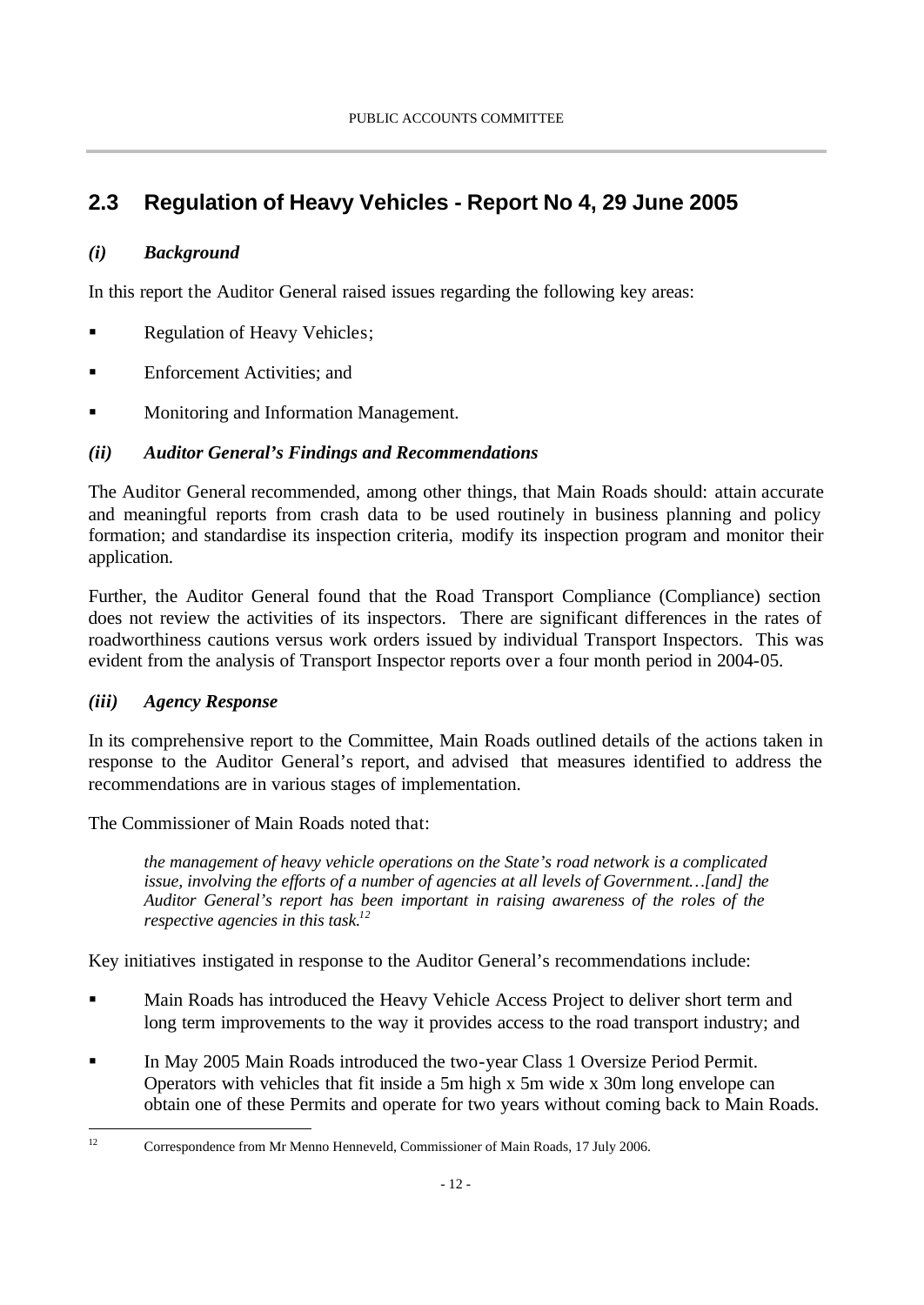## 2.3 Regulation of Heavy Vehicles - Report No 4, 29 June 2005

### *(i) Background*

In this report the Auditor General raised issues regarding the following key areas:

- Regulation of Heavy Vehicles;
- Enforcement Activities; and
- Monitoring and Information Management.

### *(ii) Auditor General's Findings and Recommendations*

The Auditor General recommended, among other things, that Main Roads should: attain accurate and meaningful reports from crash data to be used routinely in business planning and policy formation; and standardise its inspection criteria, modify its inspection program and monitor their application.

Further, the Auditor General found that the Road Transport Compliance (Compliance) section does not review the activities of its inspectors. There are significant differences in the rates of roadworthiness cautions versus work orders issued by individual Transport Inspectors. This was evident from the analysis of Transport Inspector reports over a four month period in 2004-05.

### *(iii) Agency Response*

In its comprehensive report to the Committee, Main Roads outlined details of the actions taken in response to the Auditor General's report, and advised that measures identified to address the recommendations are in various stages of implementation.

The Commissioner of Main Roads noted that:

> *the management of heavy vehicle operations on the State's road network is a complicated issue, involving the efforts of a number of agencies at all levels of Government…[and] the Auditor General's report has been important in raising awareness of the roles of the respective agencies in this task.*[12]

Key initiatives instigated in response to the Auditor General's recommendations include:

- Main Roads has introduced the Heavy Vehicle Access Project to deliver short term and long term improvements to the way it provides access to the road transport industry; and
- In May 2005 Main Roads introduced the two-year Class 1 Oversize Period Permit. Operators with vehicles that fit inside a 5m high x 5m wide x 30m long envelope can obtain one of these Permits and operate for two years without coming back to Main Roads.

---

[12] Correspondence from Mr Menno Henneveld, Commissioner of Main Roads, 17 July 2006.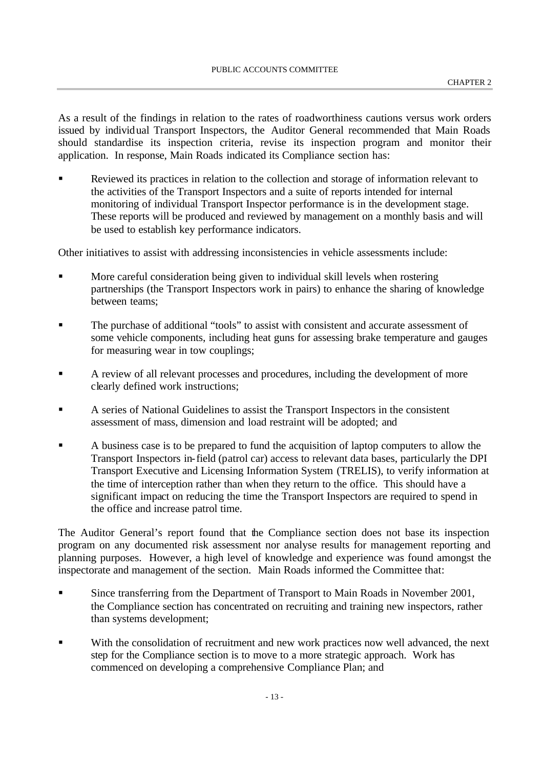As a result of the findings in relation to the rates of roadworthiness cautions versus work orders issued by individual Transport Inspectors, the Auditor General recommended that Main Roads should standardise its inspection criteria, revise its inspection program and monitor their application. In response, Main Roads indicated its Compliance section has:

- Reviewed its practices in relation to the collection and storage of information relevant to the activities of the Transport Inspectors and a suite of reports intended for internal monitoring of individual Transport Inspector performance is in the development stage. These reports will be produced and reviewed by management on a monthly basis and will be used to establish key performance indicators.

Other initiatives to assist with addressing inconsistencies in vehicle assessments include:

- More careful consideration being given to individual skill levels when rostering partnerships (the Transport Inspectors work in pairs) to enhance the sharing of knowledge between teams;
- The purchase of additional "tools" to assist with consistent and accurate assessment of some vehicle components, including heat guns for assessing brake temperature and gauges for measuring wear in tow couplings;
- A review of all relevant processes and procedures, including the development of more clearly defined work instructions;
- A series of National Guidelines to assist the Transport Inspectors in the consistent assessment of mass, dimension and load restraint will be adopted; and
- A business case is to be prepared to fund the acquisition of laptop computers to allow the Transport Inspectors in-field (patrol car) access to relevant data bases, particularly the DPI Transport Executive and Licensing Information System (TRELIS), to verify information at the time of interception rather than when they return to the office. This should have a significant impact on reducing the time the Transport Inspectors are required to spend in the office and increase patrol time.

The Auditor General's report found that the Compliance section does not base its inspection program on any documented risk assessment nor analyse results for management reporting and planning purposes. However, a high level of knowledge and experience was found amongst the inspectorate and management of the section. Main Roads informed the Committee that:

- Since transferring from the Department of Transport to Main Roads in November 2001, the Compliance section has concentrated on recruiting and training new inspectors, rather than systems development;
- With the consolidation of recruitment and new work practices now well advanced, the next step for the Compliance section is to move to a more strategic approach. Work has commenced on developing a comprehensive Compliance Plan; and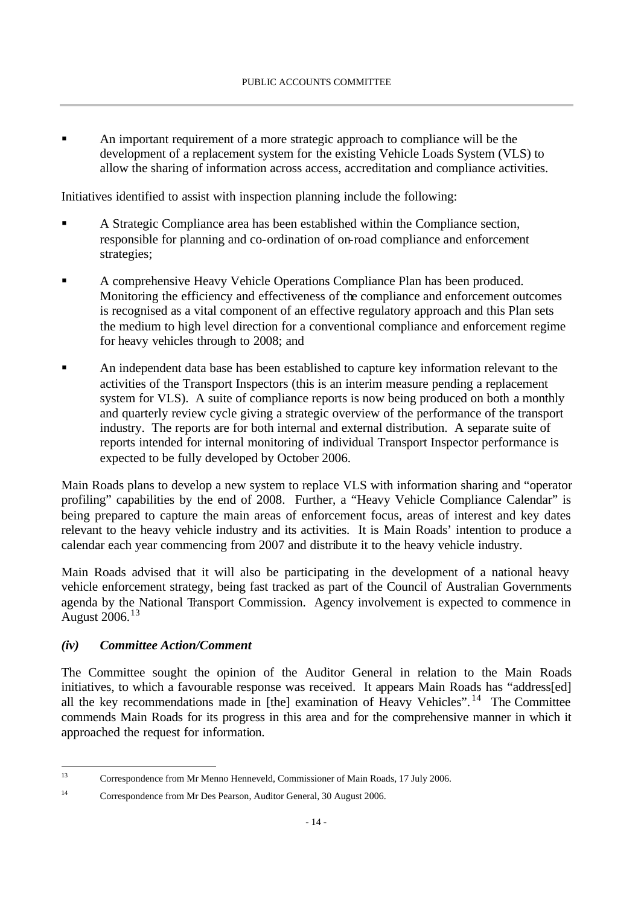- An important requirement of a more strategic approach to compliance will be the development of a replacement system for the existing Vehicle Loads System (VLS) to allow the sharing of information across access, accreditation and compliance activities.

Initiatives identified to assist with inspection planning include the following:

- A Strategic Compliance area has been established within the Compliance section, responsible for planning and co-ordination of on-road compliance and enforcement strategies;
- A comprehensive Heavy Vehicle Operations Compliance Plan has been produced. Monitoring the efficiency and effectiveness of the compliance and enforcement outcomes is recognised as a vital component of an effective regulatory approach and this Plan sets the medium to high level direction for a conventional compliance and enforcement regime for heavy vehicles through to 2008; and
- An independent data base has been established to capture key information relevant to the activities of the Transport Inspectors (this is an interim measure pending a replacement system for VLS). A suite of compliance reports is now being produced on both a monthly and quarterly review cycle giving a strategic overview of the performance of the transport industry. The reports are for both internal and external distribution. A separate suite of reports intended for internal monitoring of individual Transport Inspector performance is expected to be fully developed by October 2006.

Main Roads plans to develop a new system to replace VLS with information sharing and "operator profiling" capabilities by the end of 2008. Further, a "Heavy Vehicle Compliance Calendar" is being prepared to capture the main areas of enforcement focus, areas of interest and key dates relevant to the heavy vehicle industry and its activities. It is Main Roads' intention to produce a calendar each year commencing from 2007 and distribute it to the heavy vehicle industry.

Main Roads advised that it will also be participating in the development of a national heavy vehicle enforcement strategy, being fast tracked as part of the Council of Australian Governments agenda by the National Transport Commission. Agency involvement is expected to commence in August 2006.[13]

### *(iv) Committee Action/Comment*

The Committee sought the opinion of the Auditor General in relation to the Main Roads initiatives, to which a favourable response was received. It appears Main Roads has "address[ed] all the key recommendations made in [the] examination of Heavy Vehicles".[14] The Committee commends Main Roads for its progress in this area and for the comprehensive manner in which it approached the request for information.

---

[13] Correspondence from Mr Menno Henneveld, Commissioner of Main Roads, 17 July 2006.

[14] Correspondence from Mr Des Pearson, Auditor General, 30 August 2006.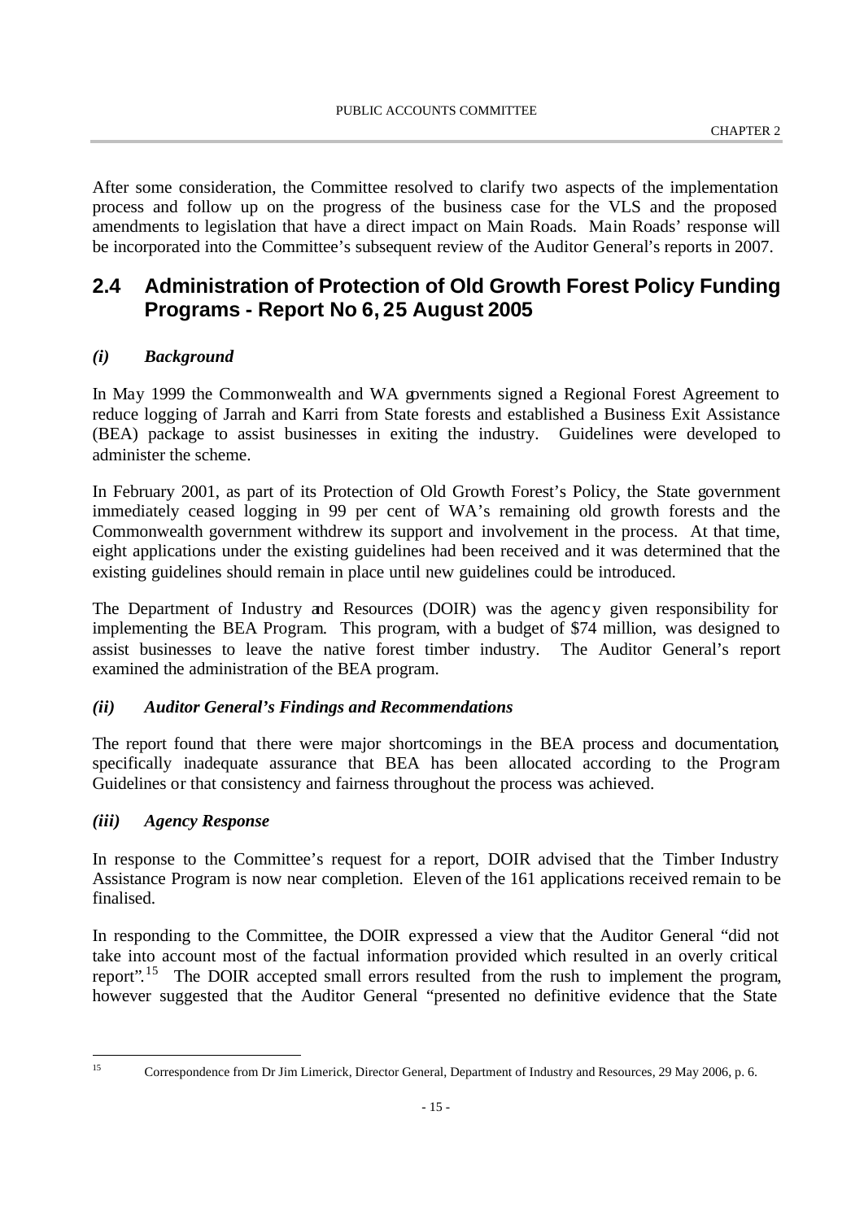After some consideration, the Committee resolved to clarify two aspects of the implementation process and follow up on the progress of the business case for the VLS and the proposed amendments to legislation that have a direct impact on Main Roads. Main Roads' response will be incorporated into the Committee's subsequent review of the Auditor General's reports in 2007.

## 2.4 Administration of Protection of Old Growth Forest Policy Funding Programs - Report No 6, 25 August 2005

### *(i) Background*

In May 1999 the Commonwealth and WA governments signed a Regional Forest Agreement to reduce logging of Jarrah and Karri from State forests and established a Business Exit Assistance (BEA) package to assist businesses in exiting the industry. Guidelines were developed to administer the scheme.

In February 2001, as part of its Protection of Old Growth Forest's Policy, the State government immediately ceased logging in 99 per cent of WA's remaining old growth forests and the Commonwealth government withdrew its support and involvement in the process. At that time, eight applications under the existing guidelines had been received and it was determined that the existing guidelines should remain in place until new guidelines could be introduced.

The Department of Industry and Resources (DOIR) was the agency given responsibility for implementing the BEA Program. This program, with a budget of $74 million, was designed to assist businesses to leave the native forest timber industry. The Auditor General's report examined the administration of the BEA program.

### *(ii) Auditor General's Findings and Recommendations*

The report found that there were major shortcomings in the BEA process and documentation, specifically inadequate assurance that BEA has been allocated according to the Program Guidelines or that consistency and fairness throughout the process was achieved.

### *(iii) Agency Response*

In response to the Committee's request for a report, DOIR advised that the Timber Industry Assistance Program is now near completion. Eleven of the 161 applications received remain to be finalised.

In responding to the Committee, the DOIR expressed a view that the Auditor General "did not take into account most of the factual information provided which resulted in an overly critical report".[15] The DOIR accepted small errors resulted from the rush to implement the program, however suggested that the Auditor General "presented no definitive evidence that the State

[15] Correspondence from Dr Jim Limerick, Director General, Department of Industry and Resources, 29 May 2006, p. 6.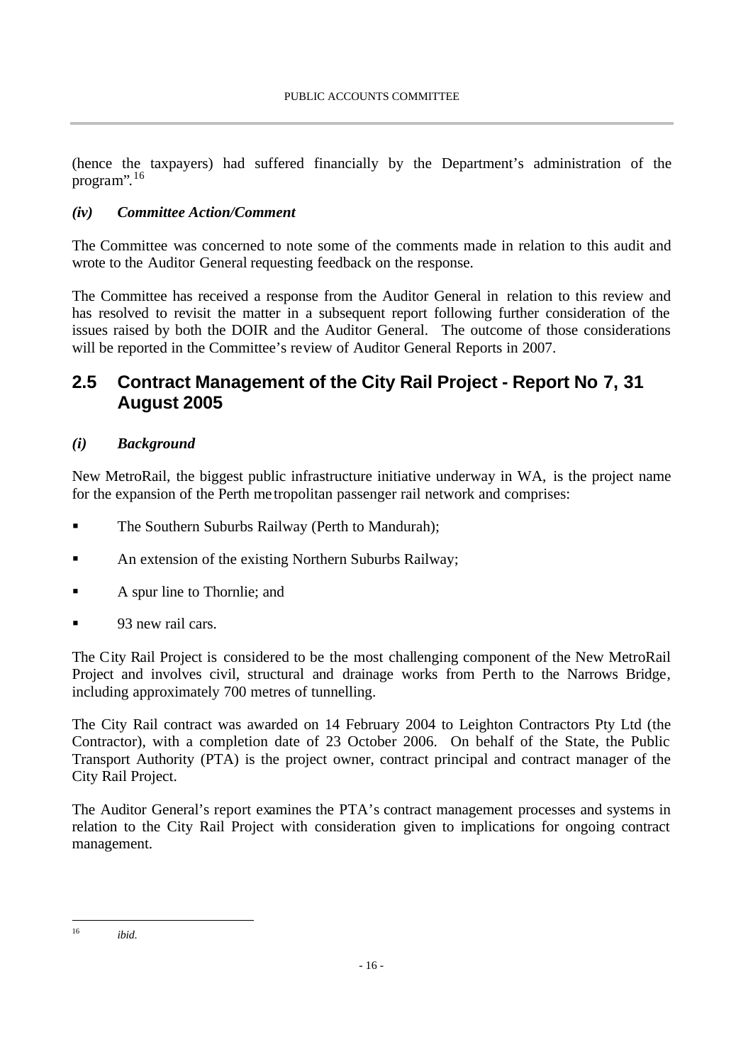(hence the taxpayers) had suffered financially by the Department's administration of the program".[16]

### *(iv) Committee Action/Comment*

The Committee was concerned to note some of the comments made in relation to this audit and wrote to the Auditor General requesting feedback on the response.

The Committee has received a response from the Auditor General in relation to this review and has resolved to revisit the matter in a subsequent report following further consideration of the issues raised by both the DOIR and the Auditor General. The outcome of those considerations will be reported in the Committee's review of Auditor General Reports in 2007.

## 2.5 Contract Management of the City Rail Project - Report No 7, 31 August 2005

### *(i) Background*

New MetroRail, the biggest public infrastructure initiative underway in WA, is the project name for the expansion of the Perth metropolitan passenger rail network and comprises:

- The Southern Suburbs Railway (Perth to Mandurah);
- An extension of the existing Northern Suburbs Railway;
- A spur line to Thornlie; and
- 93 new rail cars.

The City Rail Project is considered to be the most challenging component of the New MetroRail Project and involves civil, structural and drainage works from Perth to the Narrows Bridge, including approximately 700 metres of tunnelling.

The City Rail contract was awarded on 14 February 2004 to Leighton Contractors Pty Ltd (the Contractor), with a completion date of 23 October 2006. On behalf of the State, the Public Transport Authority (PTA) is the project owner, contract principal and contract manager of the City Rail Project.

The Auditor General's report examines the PTA's contract management processes and systems in relation to the City Rail Project with consideration given to implications for ongoing contract management.

---

[16] *ibid.*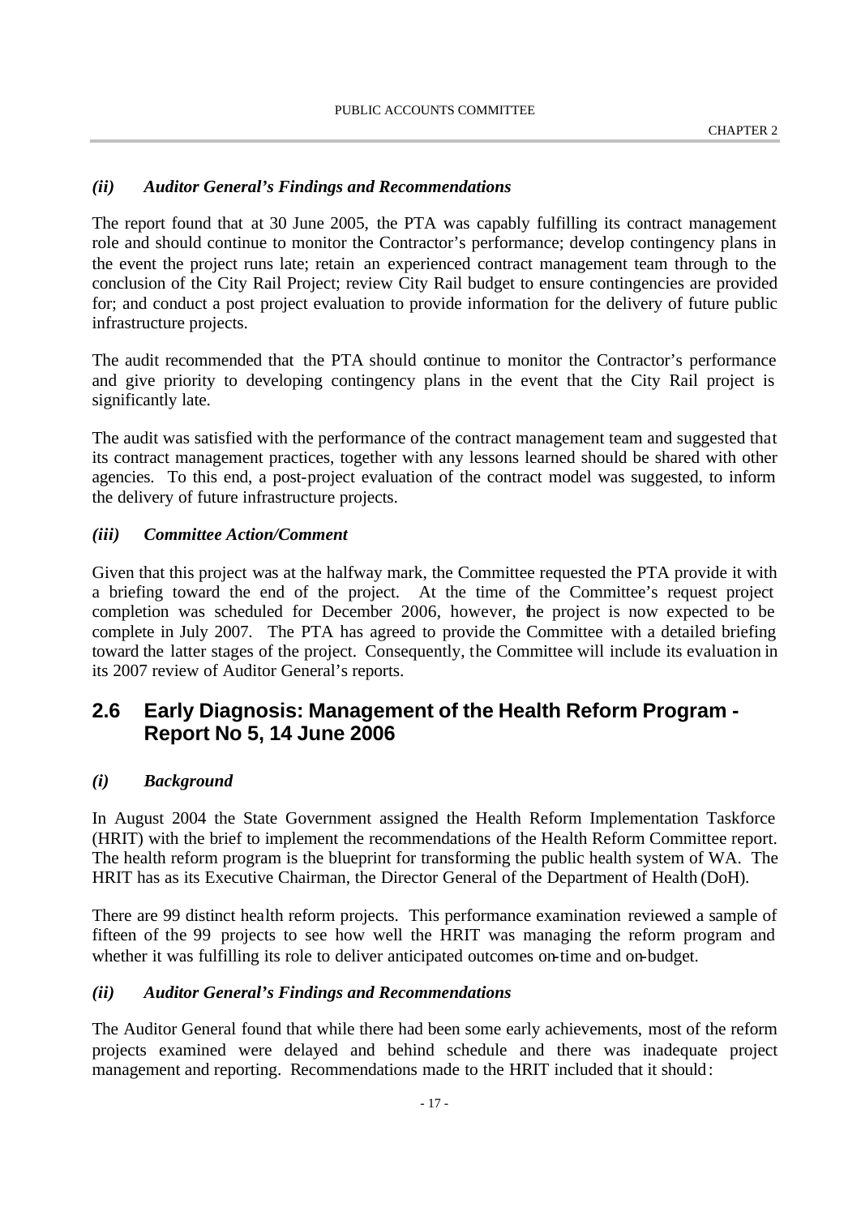### *(ii) Auditor General's Findings and Recommendations*

The report found that at 30 June 2005, the PTA was capably fulfilling its contract management role and should continue to monitor the Contractor's performance; develop contingency plans in the event the project runs late; retain an experienced contract management team through to the conclusion of the City Rail Project; review City Rail budget to ensure contingencies are provided for; and conduct a post project evaluation to provide information for the delivery of future public infrastructure projects.

The audit recommended that the PTA should continue to monitor the Contractor's performance and give priority to developing contingency plans in the event that the City Rail project is significantly late.

The audit was satisfied with the performance of the contract management team and suggested that its contract management practices, together with any lessons learned should be shared with other agencies. To this end, a post-project evaluation of the contract model was suggested, to inform the delivery of future infrastructure projects.

### *(iii) Committee Action/Comment*

Given that this project was at the halfway mark, the Committee requested the PTA provide it with a briefing toward the end of the project. At the time of the Committee's request project completion was scheduled for December 2006, however, the project is now expected to be complete in July 2007. The PTA has agreed to provide the Committee with a detailed briefing toward the latter stages of the project. Consequently, the Committee will include its evaluation in its 2007 review of Auditor General's reports.

## 2.6 Early Diagnosis: Management of the Health Reform Program - Report No 5, 14 June 2006

### *(i) Background*

In August 2004 the State Government assigned the Health Reform Implementation Taskforce (HRIT) with the brief to implement the recommendations of the Health Reform Committee report. The health reform program is the blueprint for transforming the public health system of WA. The HRIT has as its Executive Chairman, the Director General of the Department of Health (DoH).

There are 99 distinct health reform projects. This performance examination reviewed a sample of fifteen of the 99 projects to see how well the HRIT was managing the reform program and whether it was fulfilling its role to deliver anticipated outcomes on-time and on-budget.

### *(ii) Auditor General's Findings and Recommendations*

The Auditor General found that while there had been some early achievements, most of the reform projects examined were delayed and behind schedule and there was inadequate project management and reporting. Recommendations made to the HRIT included that it should: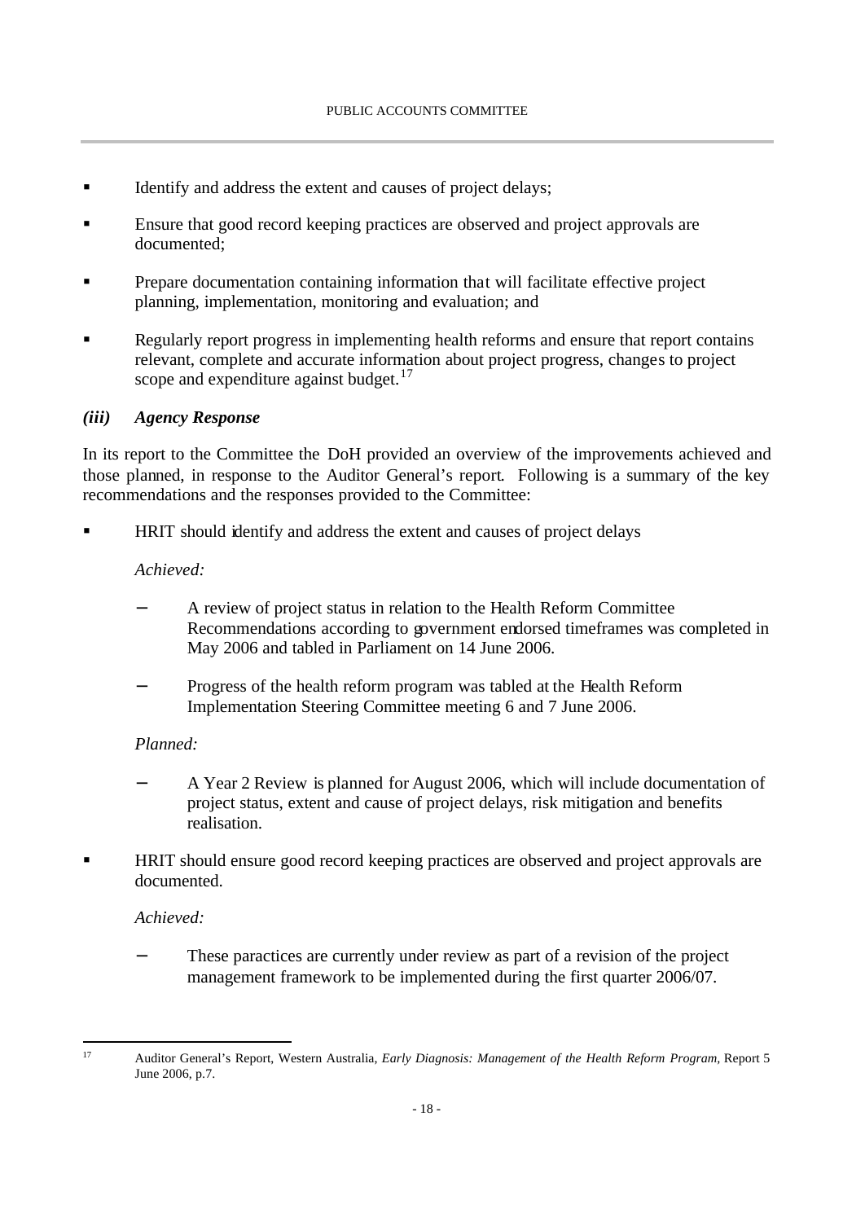- Identify and address the extent and causes of project delays;
- Ensure that good record keeping practices are observed and project approvals are documented;
- Prepare documentation containing information that will facilitate effective project planning, implementation, monitoring and evaluation; and
- Regularly report progress in implementing health reforms and ensure that report contains relevant, complete and accurate information about project progress, changes to project scope and expenditure against budget.[17]

### *(iii) Agency Response*

In its report to the Committee the DoH provided an overview of the improvements achieved and those planned, in response to the Auditor General's report. Following is a summary of the key recommendations and the responses provided to the Committee:

- HRIT should identify and address the extent and causes of project delays

  *Achieved:*

  - A review of project status in relation to the Health Reform Committee Recommendations according to government endorsed timeframes was completed in May 2006 and tabled in Parliament on 14 June 2006.
  - Progress of the health reform program was tabled at the Health Reform Implementation Steering Committee meeting 6 and 7 June 2006.

  *Planned:*

  - A Year 2 Review is planned for August 2006, which will include documentation of project status, extent and cause of project delays, risk mitigation and benefits realisation.

- HRIT should ensure good record keeping practices are observed and project approvals are documented.

  *Achieved:*

  - These paractices are currently under review as part of a revision of the project management framework to be implemented during the first quarter 2006/07.

---

[17] Auditor General's Report, Western Australia, *Early Diagnosis: Management of the Health Reform Program*, Report 5 June 2006, p.7.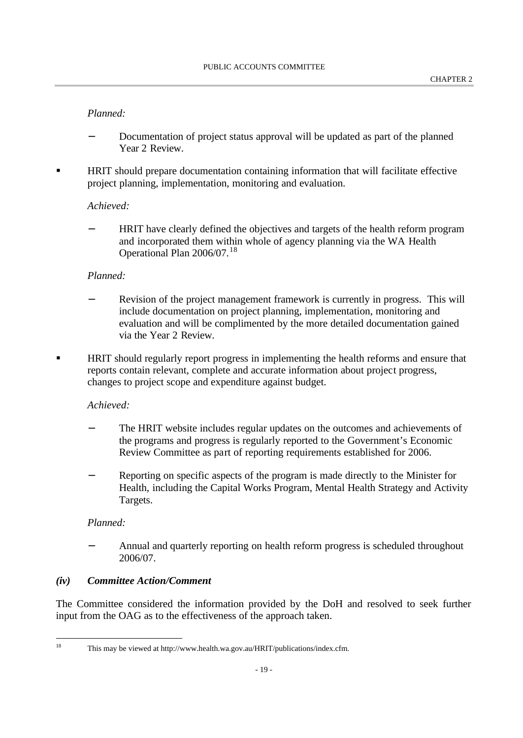*Planned:*

  - Documentation of project status approval will be updated as part of the planned Year 2 Review.

- HRIT should prepare documentation containing information that will facilitate effective project planning, implementation, monitoring and evaluation.

  *Achieved:*

  - HRIT have clearly defined the objectives and targets of the health reform program and incorporated them within whole of agency planning via the WA Health Operational Plan 2006/07.[18]

  *Planned:*

  - Revision of the project management framework is currently in progress. This will include documentation on project planning, implementation, monitoring and evaluation and will be complimented by the more detailed documentation gained via the Year 2 Review.

- HRIT should regularly report progress in implementing the health reforms and ensure that reports contain relevant, complete and accurate information about project progress, changes to project scope and expenditure against budget.

  *Achieved:*

  - The HRIT website includes regular updates on the outcomes and achievements of the programs and progress is regularly reported to the Government's Economic Review Committee as part of reporting requirements established for 2006.
  - Reporting on specific aspects of the program is made directly to the Minister for Health, including the Capital Works Program, Mental Health Strategy and Activity Targets.

  *Planned:*

  - Annual and quarterly reporting on health reform progress is scheduled throughout 2006/07.

***(iv) Committee Action/Comment***

The Committee considered the information provided by the DoH and resolved to seek further input from the OAG as to the effectiveness of the approach taken.

---

[18] This may be viewed at http://www.health.wa.gov.au/HRIT/publications/index.cfm.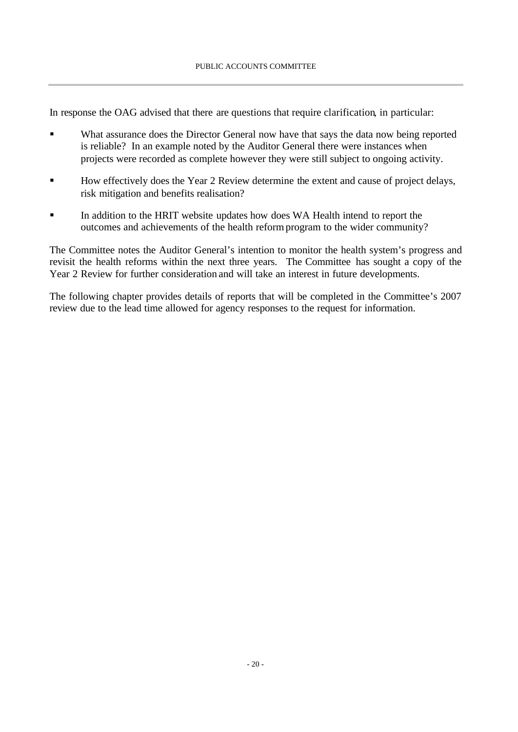In response the OAG advised that there are questions that require clarification, in particular:

- What assurance does the Director General now have that says the data now being reported is reliable? In an example noted by the Auditor General there were instances when projects were recorded as complete however they were still subject to ongoing activity.
- How effectively does the Year 2 Review determine the extent and cause of project delays, risk mitigation and benefits realisation?
- In addition to the HRIT website updates how does WA Health intend to report the outcomes and achievements of the health reform program to the wider community?

The Committee notes the Auditor General's intention to monitor the health system's progress and revisit the health reforms within the next three years. The Committee has sought a copy of the Year 2 Review for further consideration and will take an interest in future developments.

The following chapter provides details of reports that will be completed in the Committee's 2007 review due to the lead time allowed for agency responses to the request for information.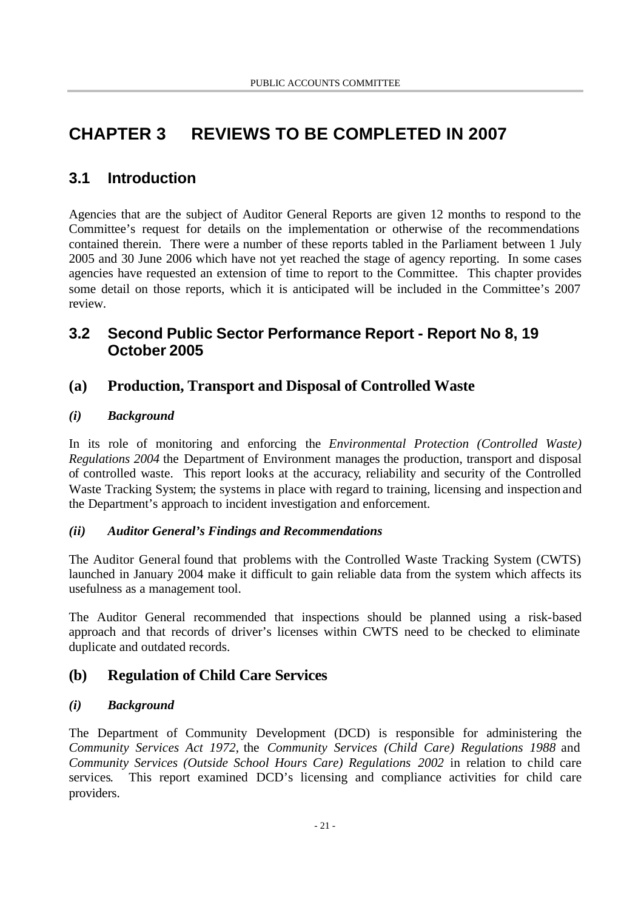# CHAPTER 3 REVIEWS TO BE COMPLETED IN 2007

## 3.1 Introduction

Agencies that are the subject of Auditor General Reports are given 12 months to respond to the Committee's request for details on the implementation or otherwise of the recommendations contained therein. There were a number of these reports tabled in the Parliament between 1 July 2005 and 30 June 2006 which have not yet reached the stage of agency reporting. In some cases agencies have requested an extension of time to report to the Committee. This chapter provides some detail on those reports, which it is anticipated will be included in the Committee's 2007 review.

## 3.2 Second Public Sector Performance Report - Report No 8, 19 October 2005

### (a) Production, Transport and Disposal of Controlled Waste

#### *(i) Background*

In its role of monitoring and enforcing the *Environmental Protection (Controlled Waste) Regulations 2004* the Department of Environment manages the production, transport and disposal of controlled waste. This report looks at the accuracy, reliability and security of the Controlled Waste Tracking System; the systems in place with regard to training, licensing and inspection and the Department's approach to incident investigation and enforcement.

#### *(ii) Auditor General's Findings and Recommendations*

The Auditor General found that problems with the Controlled Waste Tracking System (CWTS) launched in January 2004 make it difficult to gain reliable data from the system which affects its usefulness as a management tool.

The Auditor General recommended that inspections should be planned using a risk-based approach and that records of driver's licenses within CWTS need to be checked to eliminate duplicate and outdated records.

### (b) Regulation of Child Care Services

#### *(i) Background*

The Department of Community Development (DCD) is responsible for administering the *Community Services Act 1972*, the *Community Services (Child Care) Regulations 1988* and *Community Services (Outside School Hours Care) Regulations 2002* in relation to child care services. This report examined DCD's licensing and compliance activities for child care providers.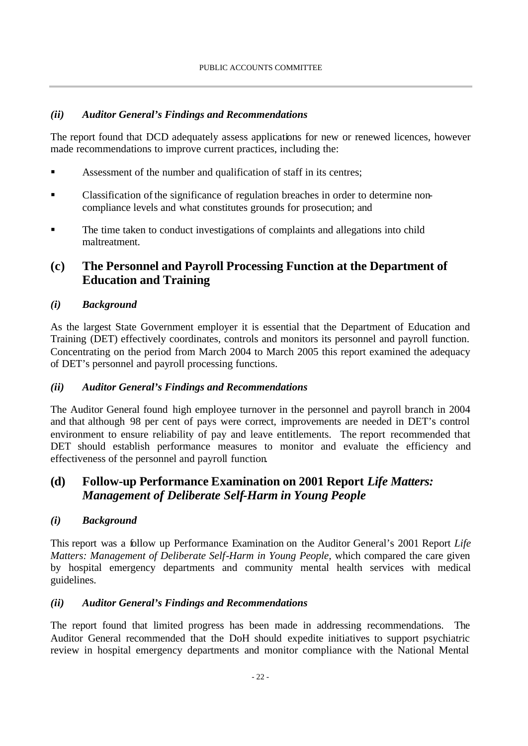### *(ii) Auditor General's Findings and Recommendations*

The report found that DCD adequately assess applications for new or renewed licences, however made recommendations to improve current practices, including the:

- Assessment of the number and qualification of staff in its centres;
- Classification of the significance of regulation breaches in order to determine non-compliance levels and what constitutes grounds for prosecution; and
- The time taken to conduct investigations of complaints and allegations into child maltreatment.

## (c) The Personnel and Payroll Processing Function at the Department of Education and Training

### *(i) Background*

As the largest State Government employer it is essential that the Department of Education and Training (DET) effectively coordinates, controls and monitors its personnel and payroll function. Concentrating on the period from March 2004 to March 2005 this report examined the adequacy of DET's personnel and payroll processing functions.

### *(ii) Auditor General's Findings and Recommendations*

The Auditor General found high employee turnover in the personnel and payroll branch in 2004 and that although 98 per cent of pays were correct, improvements are needed in DET's control environment to ensure reliability of pay and leave entitlements. The report recommended that DET should establish performance measures to monitor and evaluate the efficiency and effectiveness of the personnel and payroll function.

## (d) Follow-up Performance Examination on 2001 Report *Life Matters: Management of Deliberate Self-Harm in Young People*

### *(i) Background*

This report was a follow up Performance Examination on the Auditor General's 2001 Report *Life Matters: Management of Deliberate Self-Harm in Young People,* which compared the care given by hospital emergency departments and community mental health services with medical guidelines.

### *(ii) Auditor General's Findings and Recommendations*

The report found that limited progress has been made in addressing recommendations. The Auditor General recommended that the DoH should expedite initiatives to support psychiatric review in hospital emergency departments and monitor compliance with the National Mental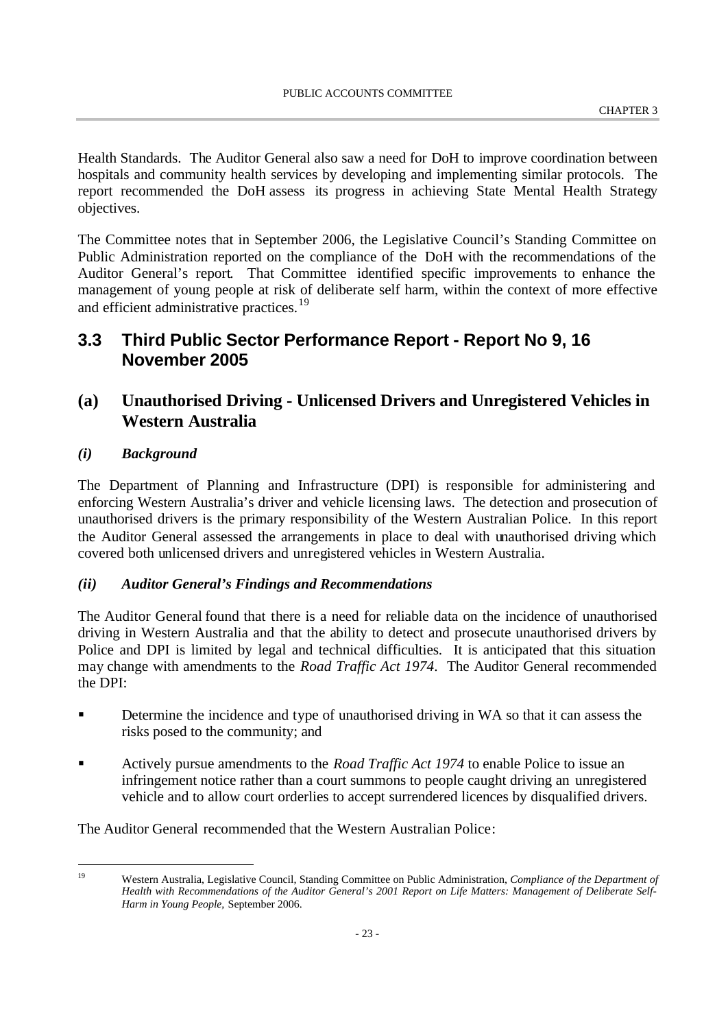Health Standards. The Auditor General also saw a need for DoH to improve coordination between hospitals and community health services by developing and implementing similar protocols. The report recommended the DoH assess its progress in achieving State Mental Health Strategy objectives.

The Committee notes that in September 2006, the Legislative Council's Standing Committee on Public Administration reported on the compliance of the DoH with the recommendations of the Auditor General's report. That Committee identified specific improvements to enhance the management of young people at risk of deliberate self harm, within the context of more effective and efficient administrative practices.[19]

## 3.3 Third Public Sector Performance Report - Report No 9, 16 November 2005

### (a) Unauthorised Driving - Unlicensed Drivers and Unregistered Vehicles in Western Australia

#### *(i) Background*

The Department of Planning and Infrastructure (DPI) is responsible for administering and enforcing Western Australia's driver and vehicle licensing laws. The detection and prosecution of unauthorised drivers is the primary responsibility of the Western Australian Police. In this report the Auditor General assessed the arrangements in place to deal with unauthorised driving which covered both unlicensed drivers and unregistered vehicles in Western Australia.

#### *(ii) Auditor General's Findings and Recommendations*

The Auditor General found that there is a need for reliable data on the incidence of unauthorised driving in Western Australia and that the ability to detect and prosecute unauthorised drivers by Police and DPI is limited by legal and technical difficulties. It is anticipated that this situation may change with amendments to the *Road Traffic Act 1974*. The Auditor General recommended the DPI:

- Determine the incidence and type of unauthorised driving in WA so that it can assess the risks posed to the community; and
- Actively pursue amendments to the *Road Traffic Act 1974* to enable Police to issue an infringement notice rather than a court summons to people caught driving an unregistered vehicle and to allow court orderlies to accept surrendered licences by disqualified drivers.

The Auditor General recommended that the Western Australian Police:

---

[19] Western Australia, Legislative Council, Standing Committee on Public Administration, *Compliance of the Department of Health with Recommendations of the Auditor General's 2001 Report on Life Matters: Management of Deliberate Self-Harm in Young People,* September 2006.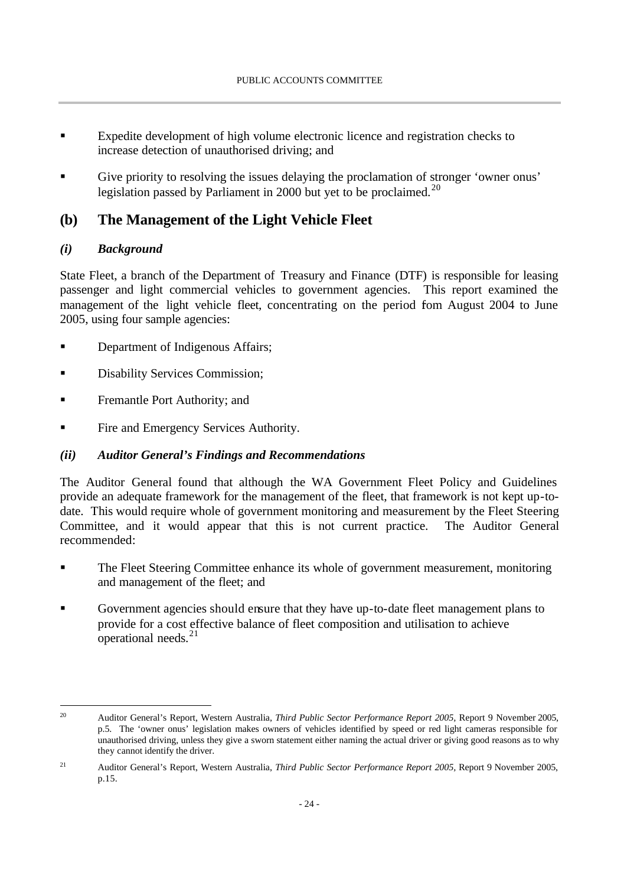- Expedite development of high volume electronic licence and registration checks to increase detection of unauthorised driving; and
- Give priority to resolving the issues delaying the proclamation of stronger 'owner onus' legislation passed by Parliament in 2000 but yet to be proclaimed.[20]

## (b) The Management of the Light Vehicle Fleet

### *(i) Background*

State Fleet, a branch of the Department of Treasury and Finance (DTF) is responsible for leasing passenger and light commercial vehicles to government agencies. This report examined the management of the light vehicle fleet, concentrating on the period fom August 2004 to June 2005, using four sample agencies:

- Department of Indigenous Affairs;
- Disability Services Commission;
- Fremantle Port Authority; and
- Fire and Emergency Services Authority.

### *(ii) Auditor General's Findings and Recommendations*

The Auditor General found that although the WA Government Fleet Policy and Guidelines provide an adequate framework for the management of the fleet, that framework is not kept up-to-date. This would require whole of government monitoring and measurement by the Fleet Steering Committee, and it would appear that this is not current practice. The Auditor General recommended:

- The Fleet Steering Committee enhance its whole of government measurement, monitoring and management of the fleet; and
- Government agencies should ensure that they have up-to-date fleet management plans to provide for a cost effective balance of fleet composition and utilisation to achieve operational needs.[21]

---

[20] Auditor General's Report, Western Australia, *Third Public Sector Performance Report 2005*, Report 9 November 2005, p.5. The 'owner onus' legislation makes owners of vehicles identified by speed or red light cameras responsible for unauthorised driving, unless they give a sworn statement either naming the actual driver or giving good reasons as to why they cannot identify the driver.

[21] Auditor General's Report, Western Australia, *Third Public Sector Performance Report 2005*, Report 9 November 2005, p.15.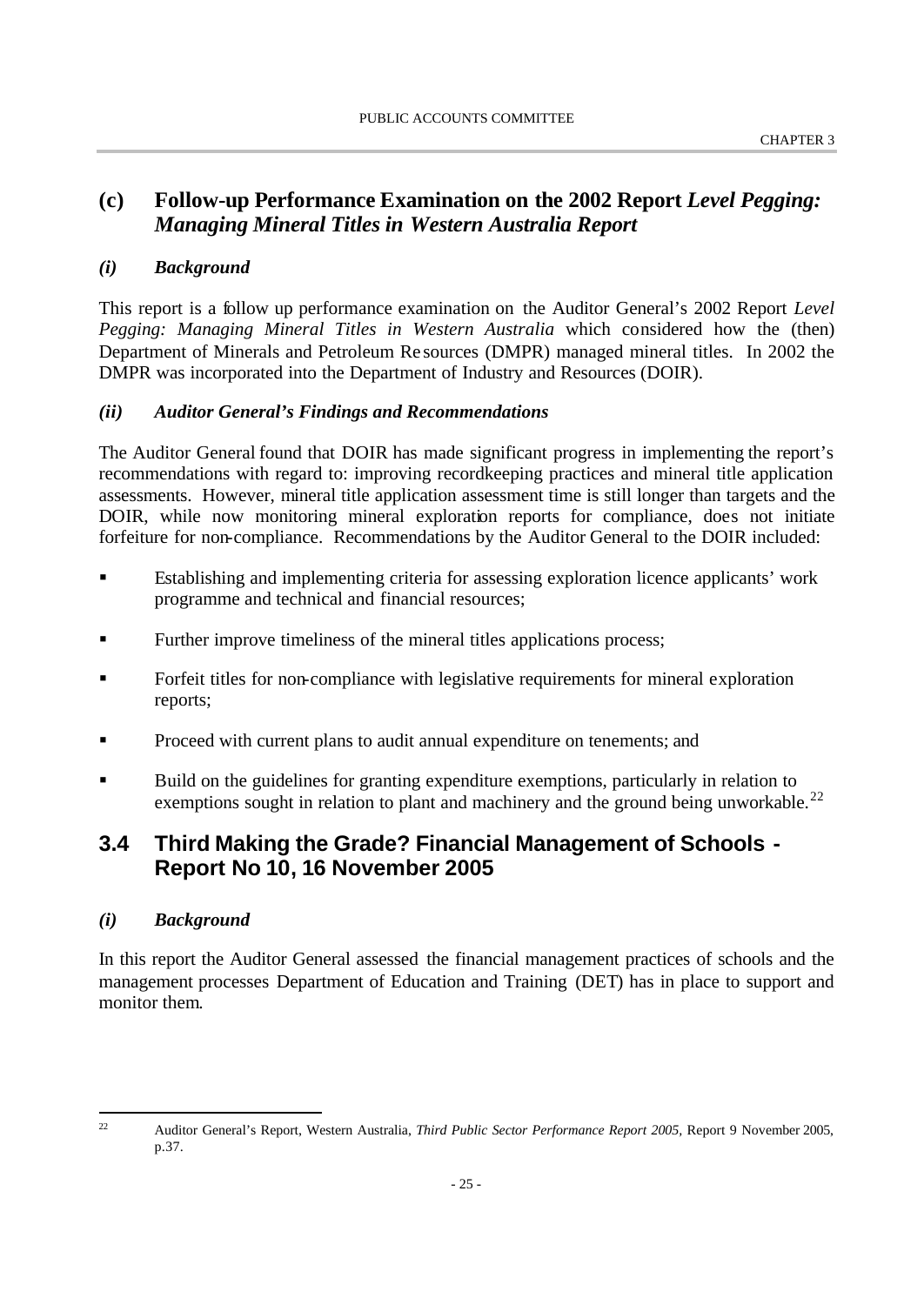### (c) Follow-up Performance Examination on the 2002 Report *Level Pegging: Managing Mineral Titles in Western Australia Report*

#### *(i) Background*

This report is a follow up performance examination on the Auditor General's 2002 Report *Level Pegging: Managing Mineral Titles in Western Australia* which considered how the (then) Department of Minerals and Petroleum Resources (DMPR) managed mineral titles. In 2002 the DMPR was incorporated into the Department of Industry and Resources (DOIR).

#### *(ii) Auditor General's Findings and Recommendations*

The Auditor General found that DOIR has made significant progress in implementing the report's recommendations with regard to: improving recordkeeping practices and mineral title application assessments. However, mineral title application assessment time is still longer than targets and the DOIR, while now monitoring mineral exploration reports for compliance, does not initiate forfeiture for non-compliance. Recommendations by the Auditor General to the DOIR included:

- Establishing and implementing criteria for assessing exploration licence applicants' work programme and technical and financial resources;
- Further improve timeliness of the mineral titles applications process;
- Forfeit titles for non-compliance with legislative requirements for mineral exploration reports;
- Proceed with current plans to audit annual expenditure on tenements; and
- Build on the guidelines for granting expenditure exemptions, particularly in relation to exemptions sought in relation to plant and machinery and the ground being unworkable.[22]

## 3.4 Third Making the Grade? Financial Management of Schools - Report No 10, 16 November 2005

#### *(i) Background*

In this report the Auditor General assessed the financial management practices of schools and the management processes Department of Education and Training (DET) has in place to support and monitor them.

---

[22] Auditor General's Report, Western Australia, *Third Public Sector Performance Report 2005*, Report 9 November 2005, p.37.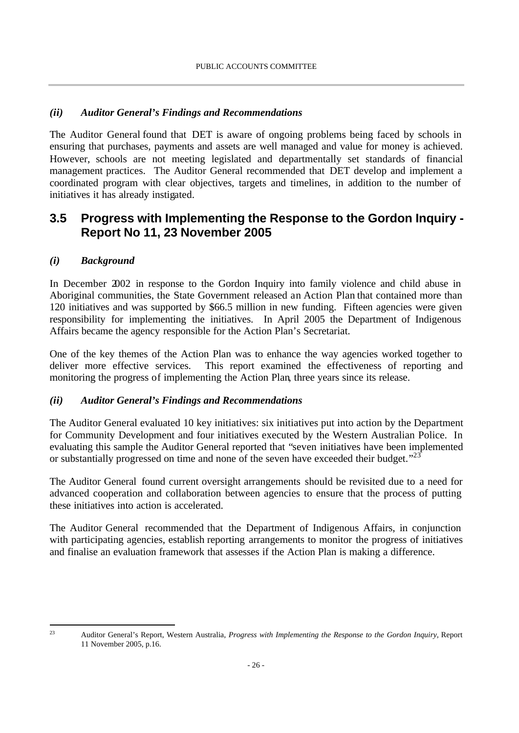### *(ii) Auditor General's Findings and Recommendations*

The Auditor General found that DET is aware of ongoing problems being faced by schools in ensuring that purchases, payments and assets are well managed and value for money is achieved. However, schools are not meeting legislated and departmentally set standards of financial management practices. The Auditor General recommended that DET develop and implement a coordinated program with clear objectives, targets and timelines, in addition to the number of initiatives it has already instigated.

## 3.5 Progress with Implementing the Response to the Gordon Inquiry - Report No 11, 23 November 2005

### *(i) Background*

In December 2002 in response to the Gordon Inquiry into family violence and child abuse in Aboriginal communities, the State Government released an Action Plan that contained more than 120 initiatives and was supported by $66.5 million in new funding. Fifteen agencies were given responsibility for implementing the initiatives. In April 2005 the Department of Indigenous Affairs became the agency responsible for the Action Plan's Secretariat.

One of the key themes of the Action Plan was to enhance the way agencies worked together to deliver more effective services. This report examined the effectiveness of reporting and monitoring the progress of implementing the Action Plan, three years since its release.

### *(ii) Auditor General's Findings and Recommendations*

The Auditor General evaluated 10 key initiatives: six initiatives put into action by the Department for Community Development and four initiatives executed by the Western Australian Police. In evaluating this sample the Auditor General reported that "seven initiatives have been implemented or substantially progressed on time and none of the seven have exceeded their budget."[23]

The Auditor General found current oversight arrangements should be revisited due to a need for advanced cooperation and collaboration between agencies to ensure that the process of putting these initiatives into action is accelerated.

The Auditor General recommended that the Department of Indigenous Affairs, in conjunction with participating agencies, establish reporting arrangements to monitor the progress of initiatives and finalise an evaluation framework that assesses if the Action Plan is making a difference.

---

[23] Auditor General's Report, Western Australia, *Progress with Implementing the Response to the Gordon Inquiry*, Report 11 November 2005, p.16.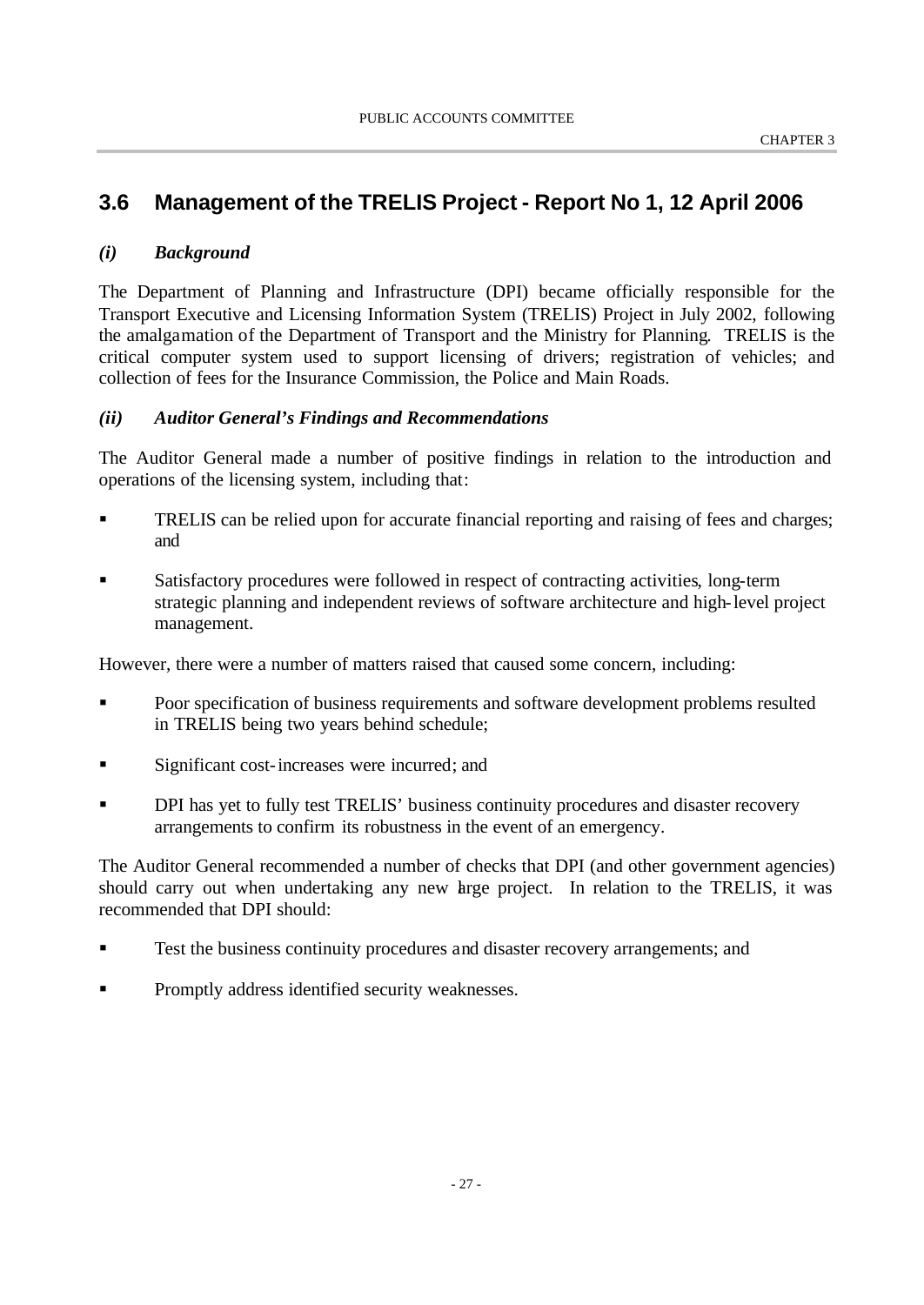## 3.6 Management of the TRELIS Project - Report No 1, 12 April 2006

### *(i) Background*

The Department of Planning and Infrastructure (DPI) became officially responsible for the Transport Executive and Licensing Information System (TRELIS) Project in July 2002, following the amalgamation of the Department of Transport and the Ministry for Planning. TRELIS is the critical computer system used to support licensing of drivers; registration of vehicles; and collection of fees for the Insurance Commission, the Police and Main Roads.

### *(ii) Auditor General's Findings and Recommendations*

The Auditor General made a number of positive findings in relation to the introduction and operations of the licensing system, including that:

- TRELIS can be relied upon for accurate financial reporting and raising of fees and charges; and
- Satisfactory procedures were followed in respect of contracting activities, long-term strategic planning and independent reviews of software architecture and high-level project management.

However, there were a number of matters raised that caused some concern, including:

- Poor specification of business requirements and software development problems resulted in TRELIS being two years behind schedule;
- Significant cost-increases were incurred; and
- DPI has yet to fully test TRELIS' business continuity procedures and disaster recovery arrangements to confirm its robustness in the event of an emergency.

The Auditor General recommended a number of checks that DPI (and other government agencies) should carry out when undertaking any new large project. In relation to the TRELIS, it was recommended that DPI should:

- Test the business continuity procedures and disaster recovery arrangements; and
- Promptly address identified security weaknesses.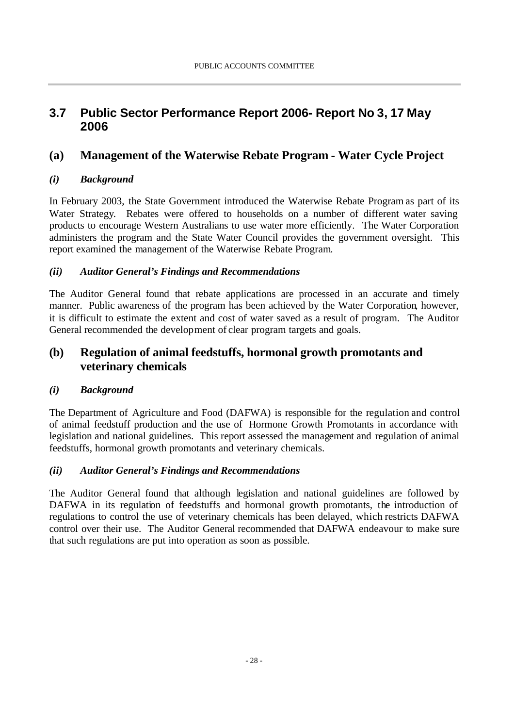## 3.7 Public Sector Performance Report 2006- Report No 3, 17 May 2006

### (a) Management of the Waterwise Rebate Program - Water Cycle Project

#### *(i) Background*

In February 2003, the State Government introduced the Waterwise Rebate Program as part of its Water Strategy. Rebates were offered to households on a number of different water saving products to encourage Western Australians to use water more efficiently. The Water Corporation administers the program and the State Water Council provides the government oversight. This report examined the management of the Waterwise Rebate Program.

#### *(ii) Auditor General's Findings and Recommendations*

The Auditor General found that rebate applications are processed in an accurate and timely manner. Public awareness of the program has been achieved by the Water Corporation, however, it is difficult to estimate the extent and cost of water saved as a result of program. The Auditor General recommended the development of clear program targets and goals.

### (b) Regulation of animal feedstuffs, hormonal growth promotants and veterinary chemicals

#### *(i) Background*

The Department of Agriculture and Food (DAFWA) is responsible for the regulation and control of animal feedstuff production and the use of Hormone Growth Promotants in accordance with legislation and national guidelines. This report assessed the management and regulation of animal feedstuffs, hormonal growth promotants and veterinary chemicals.

#### *(ii) Auditor General's Findings and Recommendations*

The Auditor General found that although legislation and national guidelines are followed by DAFWA in its regulation of feedstuffs and hormonal growth promotants, the introduction of regulations to control the use of veterinary chemicals has been delayed, which restricts DAFWA control over their use. The Auditor General recommended that DAFWA endeavour to make sure that such regulations are put into operation as soon as possible.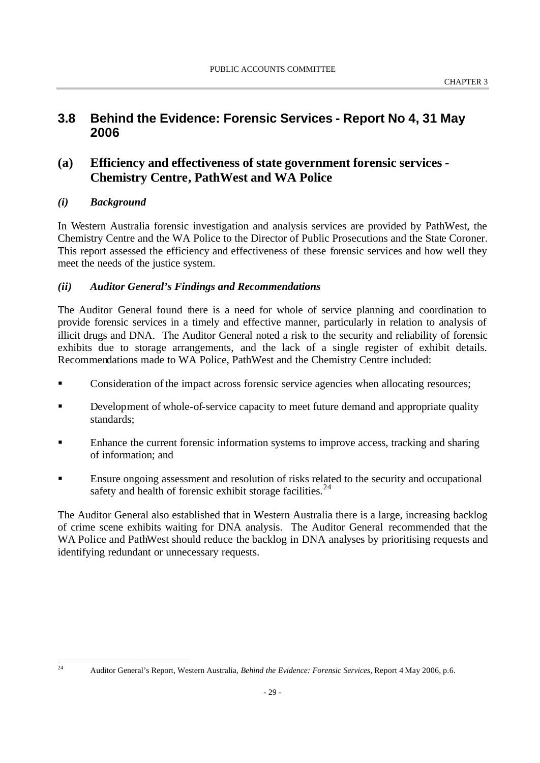## 3.8 Behind the Evidence: Forensic Services - Report No 4, 31 May 2006

### (a) Efficiency and effectiveness of state government forensic services - Chemistry Centre, PathWest and WA Police

#### *(i) Background*

In Western Australia forensic investigation and analysis services are provided by PathWest, the Chemistry Centre and the WA Police to the Director of Public Prosecutions and the State Coroner. This report assessed the efficiency and effectiveness of these forensic services and how well they meet the needs of the justice system.

#### *(ii) Auditor General's Findings and Recommendations*

The Auditor General found there is a need for whole of service planning and coordination to provide forensic services in a timely and effective manner, particularly in relation to analysis of illicit drugs and DNA. The Auditor General noted a risk to the security and reliability of forensic exhibits due to storage arrangements, and the lack of a single register of exhibit details. Recommendations made to WA Police, PathWest and the Chemistry Centre included:

- Consideration of the impact across forensic service agencies when allocating resources;
- Development of whole-of-service capacity to meet future demand and appropriate quality standards;
- Enhance the current forensic information systems to improve access, tracking and sharing of information; and
- Ensure ongoing assessment and resolution of risks related to the security and occupational safety and health of forensic exhibit storage facilities.[24]

The Auditor General also established that in Western Australia there is a large, increasing backlog of crime scene exhibits waiting for DNA analysis. The Auditor General recommended that the WA Police and PathWest should reduce the backlog in DNA analyses by prioritising requests and identifying redundant or unnecessary requests.

---

[24] Auditor General's Report, Western Australia, *Behind the Evidence: Forensic Services*, Report 4 May 2006, p.6.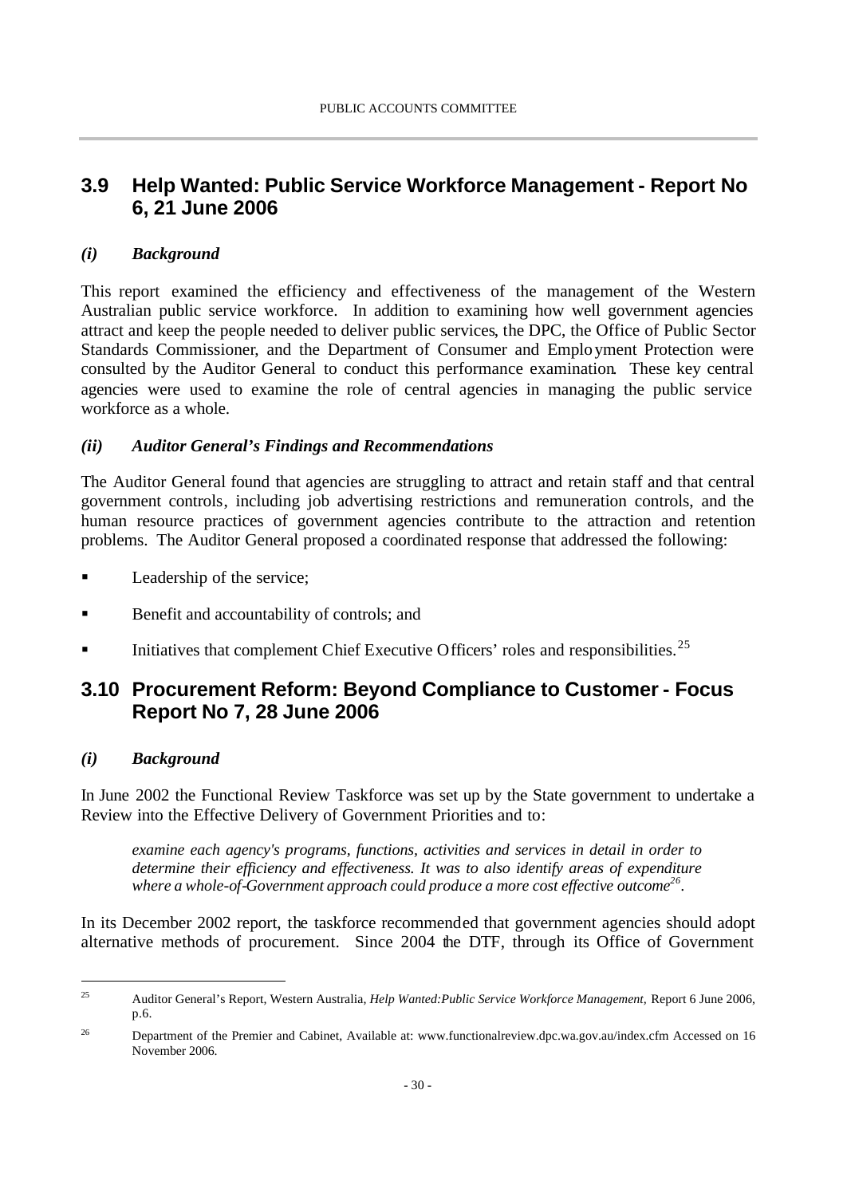## 3.9 Help Wanted: Public Service Workforce Management - Report No 6, 21 June 2006

### *(i) Background*

This report examined the efficiency and effectiveness of the management of the Western Australian public service workforce. In addition to examining how well government agencies attract and keep the people needed to deliver public services, the DPC, the Office of Public Sector Standards Commissioner, and the Department of Consumer and Employment Protection were consulted by the Auditor General to conduct this performance examination. These key central agencies were used to examine the role of central agencies in managing the public service workforce as a whole.

### *(ii) Auditor General's Findings and Recommendations*

The Auditor General found that agencies are struggling to attract and retain staff and that central government controls, including job advertising restrictions and remuneration controls, and the human resource practices of government agencies contribute to the attraction and retention problems. The Auditor General proposed a coordinated response that addressed the following:

- Leadership of the service;
- Benefit and accountability of controls; and
- Initiatives that complement Chief Executive Officers' roles and responsibilities.[25]

## 3.10 Procurement Reform: Beyond Compliance to Customer - Focus Report No 7, 28 June 2006

### *(i) Background*

In June 2002 the Functional Review Taskforce was set up by the State government to undertake a Review into the Effective Delivery of Government Priorities and to:

> *examine each agency's programs, functions, activities and services in detail in order to determine their efficiency and effectiveness. It was to also identify areas of expenditure where a whole-of-Government approach could produce a more cost effective outcome*[26].

In its December 2002 report, the taskforce recommended that government agencies should adopt alternative methods of procurement. Since 2004 the DTF, through its Office of Government

---

[25] Auditor General's Report, Western Australia, *Help Wanted:Public Service Workforce Management,* Report 6 June 2006, p.6.

[26] Department of the Premier and Cabinet, Available at: www.functionalreview.dpc.wa.gov.au/index.cfm Accessed on 16 November 2006.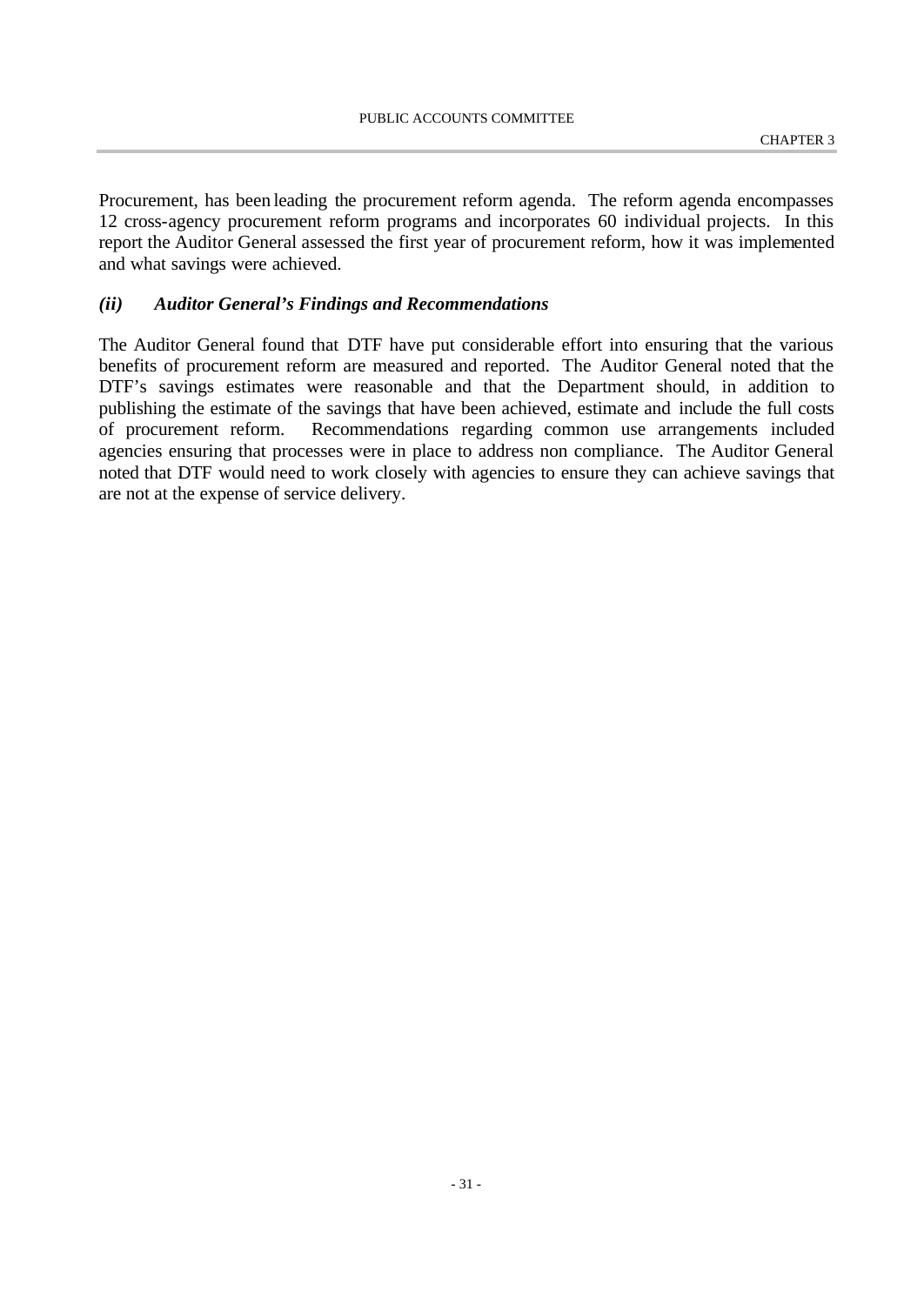Procurement, has been leading the procurement reform agenda. The reform agenda encompasses 12 cross-agency procurement reform programs and incorporates 60 individual projects. In this report the Auditor General assessed the first year of procurement reform, how it was implemented and what savings were achieved.

### *(ii) Auditor General's Findings and Recommendations*

The Auditor General found that DTF have put considerable effort into ensuring that the various benefits of procurement reform are measured and reported. The Auditor General noted that the DTF's savings estimates were reasonable and that the Department should, in addition to publishing the estimate of the savings that have been achieved, estimate and include the full costs of procurement reform. Recommendations regarding common use arrangements included agencies ensuring that processes were in place to address non compliance. The Auditor General noted that DTF would need to work closely with agencies to ensure they can achieve savings that are not at the expense of service delivery.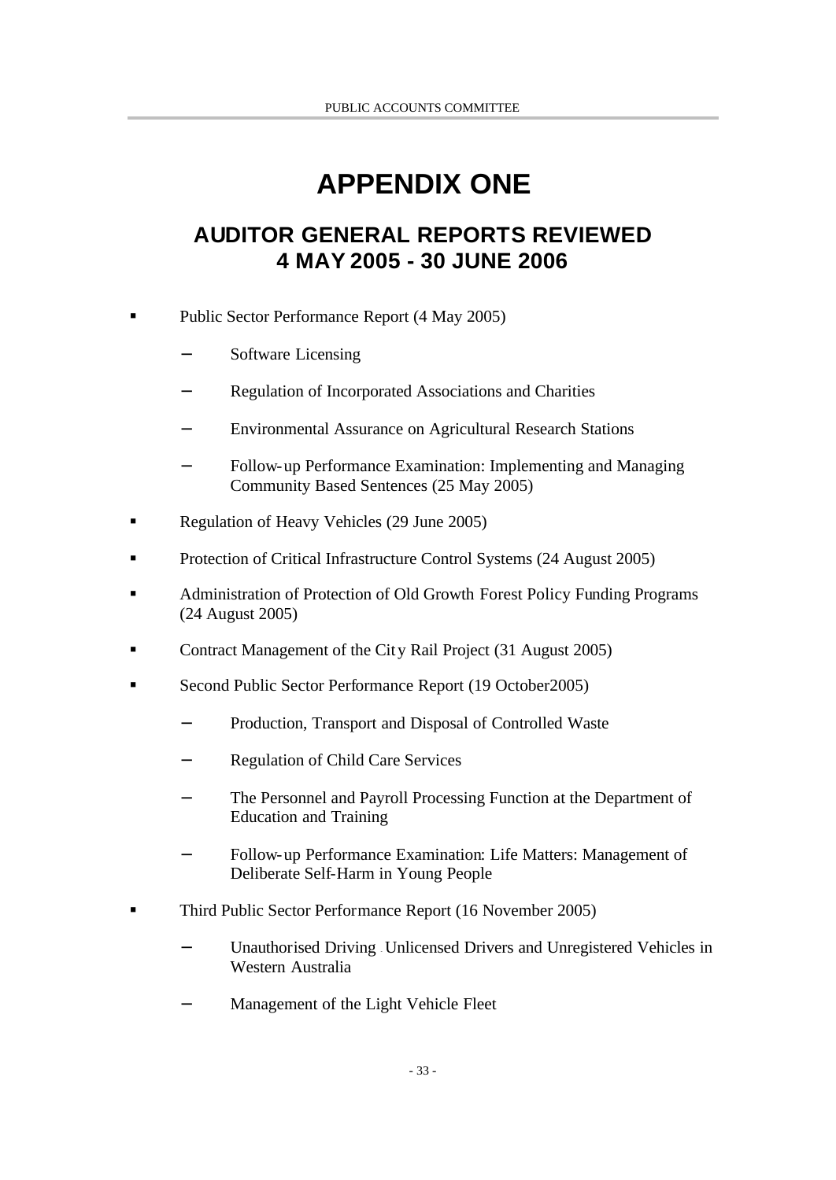# APPENDIX ONE

## AUDITOR GENERAL REPORTS REVIEWED 4 MAY 2005 - 30 JUNE 2006

- Public Sector Performance Report (4 May 2005)
  - Software Licensing
  - Regulation of Incorporated Associations and Charities
  - Environmental Assurance on Agricultural Research Stations
  - Follow-up Performance Examination: Implementing and Managing Community Based Sentences (25 May 2005)
- Regulation of Heavy Vehicles (29 June 2005)
- Protection of Critical Infrastructure Control Systems (24 August 2005)
- Administration of Protection of Old Growth Forest Policy Funding Programs (24 August 2005)
- Contract Management of the City Rail Project (31 August 2005)
- Second Public Sector Performance Report (19 October2005)
  - Production, Transport and Disposal of Controlled Waste
  - Regulation of Child Care Services
  - The Personnel and Payroll Processing Function at the Department of Education and Training
  - Follow-up Performance Examination: Life Matters: Management of Deliberate Self-Harm in Young People
- Third Public Sector Performance Report (16 November 2005)
  - Unauthorised Driving - Unlicensed Drivers and Unregistered Vehicles in Western Australia
  - Management of the Light Vehicle Fleet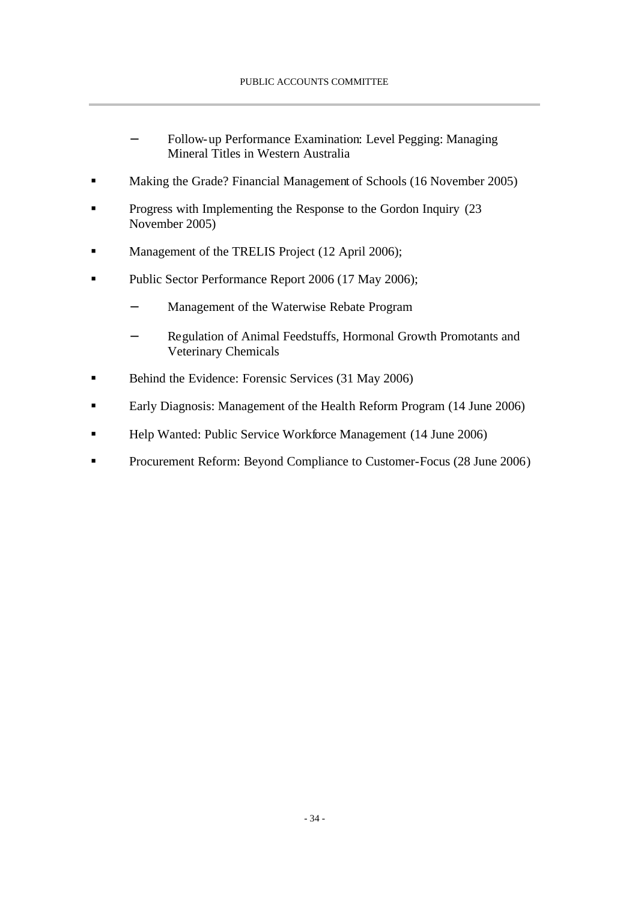- Follow-up Performance Examination: Level Pegging: Managing Mineral Titles in Western Australia

- Making the Grade? Financial Management of Schools (16 November 2005)
- Progress with Implementing the Response to the Gordon Inquiry (23 November 2005)
- Management of the TRELIS Project (12 April 2006);
- Public Sector Performance Report 2006 (17 May 2006);
  - Management of the Waterwise Rebate Program
  - Regulation of Animal Feedstuffs, Hormonal Growth Promotants and Veterinary Chemicals
- Behind the Evidence: Forensic Services (31 May 2006)
- Early Diagnosis: Management of the Health Reform Program (14 June 2006)
- Help Wanted: Public Service Workforce Management (14 June 2006)
- Procurement Reform: Beyond Compliance to Customer-Focus (28 June 2006)